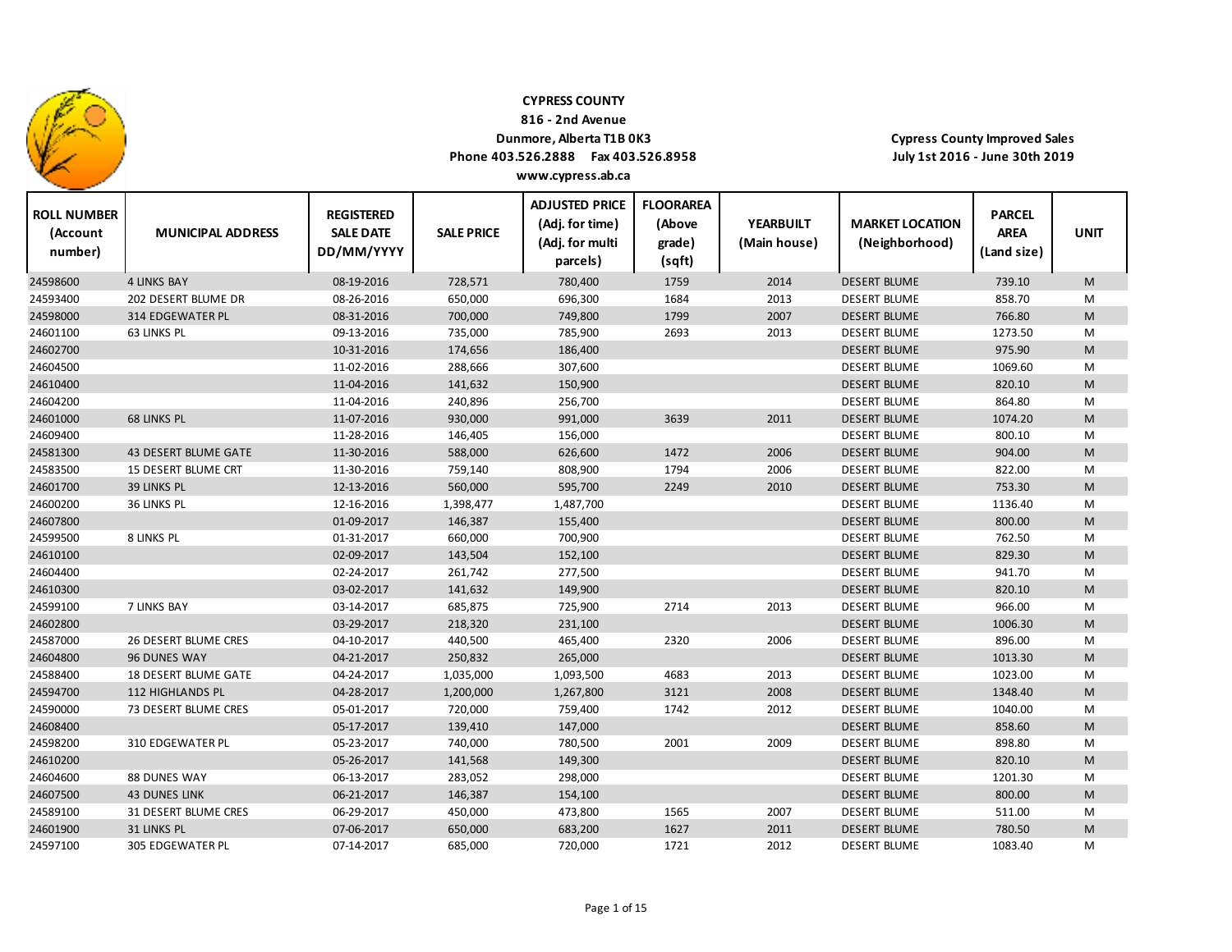**CYPRESS COUNTY**
**816 - 2nd Avenue**
**Dunmore, Alberta T1B 0K3**
**Phone 403.526.2888 Fax 403.526.8958**
**www.cypress.ab.ca**

**Cypress County Improved Sales**
**July 1st 2016 - June 30th 2019**

| ROLL NUMBER (Account number) | MUNICIPAL ADDRESS | REGISTERED SALE DATE DD/MM/YYYY | SALE PRICE | ADJUSTED PRICE (Adj. for time) (Adj. for multi parcels) | FLOORAREA (Above grade) (sqft) | YEARBUILT (Main house) | MARKET LOCATION (Neighborhood) | PARCEL AREA (Land size) | UNIT |
|---|---|---|---|---|---|---|---|---|---|
| 24598600 | 4 LINKS BAY | 08-19-2016 | 728,571 | 780,400 | 1759 | 2014 | DESERT BLUME | 739.10 | M |
| 24593400 | 202 DESERT BLUME DR | 08-26-2016 | 650,000 | 696,300 | 1684 | 2013 | DESERT BLUME | 858.70 | M |
| 24598000 | 314 EDGEWATER PL | 08-31-2016 | 700,000 | 749,800 | 1799 | 2007 | DESERT BLUME | 766.80 | M |
| 24601100 | 63 LINKS PL | 09-13-2016 | 735,000 | 785,900 | 2693 | 2013 | DESERT BLUME | 1273.50 | M |
| 24602700 | | 10-31-2016 | 174,656 | 186,400 | | | DESERT BLUME | 975.90 | M |
| 24604500 | | 11-02-2016 | 288,666 | 307,600 | | | DESERT BLUME | 1069.60 | M |
| 24610400 | | 11-04-2016 | 141,632 | 150,900 | | | DESERT BLUME | 820.10 | M |
| 24604200 | | 11-04-2016 | 240,896 | 256,700 | | | DESERT BLUME | 864.80 | M |
| 24601000 | 68 LINKS PL | 11-07-2016 | 930,000 | 991,000 | 3639 | 2011 | DESERT BLUME | 1074.20 | M |
| 24609400 | | 11-28-2016 | 146,405 | 156,000 | | | DESERT BLUME | 800.10 | M |
| 24581300 | 43 DESERT BLUME GATE | 11-30-2016 | 588,000 | 626,600 | 1472 | 2006 | DESERT BLUME | 904.00 | M |
| 24583500 | 15 DESERT BLUME CRT | 11-30-2016 | 759,140 | 808,900 | 1794 | 2006 | DESERT BLUME | 822.00 | M |
| 24601700 | 39 LINKS PL | 12-13-2016 | 560,000 | 595,700 | 2249 | 2010 | DESERT BLUME | 753.30 | M |
| 24600200 | 36 LINKS PL | 12-16-2016 | 1,398,477 | 1,487,700 | | | DESERT BLUME | 1136.40 | M |
| 24607800 | | 01-09-2017 | 146,387 | 155,400 | | | DESERT BLUME | 800.00 | M |
| 24599500 | 8 LINKS PL | 01-31-2017 | 660,000 | 700,900 | | | DESERT BLUME | 762.50 | M |
| 24610100 | | 02-09-2017 | 143,504 | 152,100 | | | DESERT BLUME | 829.30 | M |
| 24604400 | | 02-24-2017 | 261,742 | 277,500 | | | DESERT BLUME | 941.70 | M |
| 24610300 | | 03-02-2017 | 141,632 | 149,900 | | | DESERT BLUME | 820.10 | M |
| 24599100 | 7 LINKS BAY | 03-14-2017 | 685,875 | 725,900 | 2714 | 2013 | DESERT BLUME | 966.00 | M |
| 24602800 | | 03-29-2017 | 218,320 | 231,100 | | | DESERT BLUME | 1006.30 | M |
| 24587000 | 26 DESERT BLUME CRES | 04-10-2017 | 440,500 | 465,400 | 2320 | 2006 | DESERT BLUME | 896.00 | M |
| 24604800 | 96 DUNES WAY | 04-21-2017 | 250,832 | 265,000 | | | DESERT BLUME | 1013.30 | M |
| 24588400 | 18 DESERT BLUME GATE | 04-24-2017 | 1,035,000 | 1,093,500 | 4683 | 2013 | DESERT BLUME | 1023.00 | M |
| 24594700 | 112 HIGHLANDS PL | 04-28-2017 | 1,200,000 | 1,267,800 | 3121 | 2008 | DESERT BLUME | 1348.40 | M |
| 24590000 | 73 DESERT BLUME CRES | 05-01-2017 | 720,000 | 759,400 | 1742 | 2012 | DESERT BLUME | 1040.00 | M |
| 24608400 | | 05-17-2017 | 139,410 | 147,000 | | | DESERT BLUME | 858.60 | M |
| 24598200 | 310 EDGEWATER PL | 05-23-2017 | 740,000 | 780,500 | 2001 | 2009 | DESERT BLUME | 898.80 | M |
| 24610200 | | 05-26-2017 | 141,568 | 149,300 | | | DESERT BLUME | 820.10 | M |
| 24604600 | 88 DUNES WAY | 06-13-2017 | 283,052 | 298,000 | | | DESERT BLUME | 1201.30 | M |
| 24607500 | 43 DUNES LINK | 06-21-2017 | 146,387 | 154,100 | | | DESERT BLUME | 800.00 | M |
| 24589100 | 31 DESERT BLUME CRES | 06-29-2017 | 450,000 | 473,800 | 1565 | 2007 | DESERT BLUME | 511.00 | M |
| 24601900 | 31 LINKS PL | 07-06-2017 | 650,000 | 683,200 | 1627 | 2011 | DESERT BLUME | 780.50 | M |
| 24597100 | 305 EDGEWATER PL | 07-14-2017 | 685,000 | 720,000 | 1721 | 2012 | DESERT BLUME | 1083.40 | M |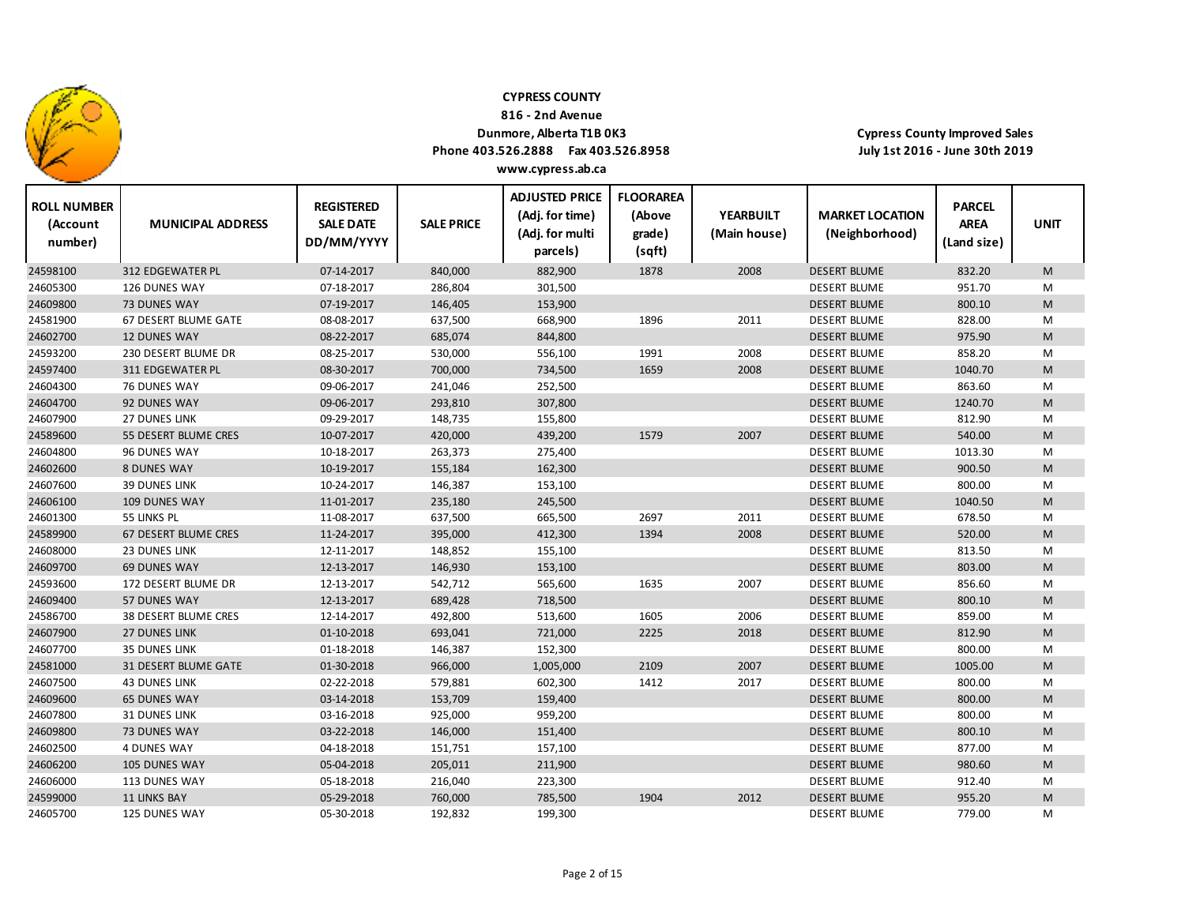**CYPRESS COUNTY**
**816 - 2nd Avenue**
**Dunmore, Alberta T1B 0K3**
**Phone 403.526.2888 Fax 403.526.8958**
**www.cypress.ab.ca**

**Cypress County Improved Sales**
**July 1st 2016 - June 30th 2019**

| ROLL NUMBER (Account number) | MUNICIPAL ADDRESS | REGISTERED SALE DATE DD/MM/YYYY | SALE PRICE | ADJUSTED PRICE (Adj. for time) (Adj. for multi parcels) | FLOORAREA (Above grade) (sqft) | YEARBUILT (Main house) | MARKET LOCATION (Neighborhood) | PARCEL AREA (Land size) | UNIT |
|---|---|---|---|---|---|---|---|---|---|
| 24598100 | 312 EDGEWATER PL | 07-14-2017 | 840,000 | 882,900 | 1878 | 2008 | DESERT BLUME | 832.20 | M |
| 24605300 | 126 DUNES WAY | 07-18-2017 | 286,804 | 301,500 | | | DESERT BLUME | 951.70 | M |
| 24609800 | 73 DUNES WAY | 07-19-2017 | 146,405 | 153,900 | | | DESERT BLUME | 800.10 | M |
| 24581900 | 67 DESERT BLUME GATE | 08-08-2017 | 637,500 | 668,900 | 1896 | 2011 | DESERT BLUME | 828.00 | M |
| 24602700 | 12 DUNES WAY | 08-22-2017 | 685,074 | 844,800 | | | DESERT BLUME | 975.90 | M |
| 24593200 | 230 DESERT BLUME DR | 08-25-2017 | 530,000 | 556,100 | 1991 | 2008 | DESERT BLUME | 858.20 | M |
| 24597400 | 311 EDGEWATER PL | 08-30-2017 | 700,000 | 734,500 | 1659 | 2008 | DESERT BLUME | 1040.70 | M |
| 24604300 | 76 DUNES WAY | 09-06-2017 | 241,046 | 252,500 | | | DESERT BLUME | 863.60 | M |
| 24604700 | 92 DUNES WAY | 09-06-2017 | 293,810 | 307,800 | | | DESERT BLUME | 1240.70 | M |
| 24607900 | 27 DUNES LINK | 09-29-2017 | 148,735 | 155,800 | | | DESERT BLUME | 812.90 | M |
| 24589600 | 55 DESERT BLUME CRES | 10-07-2017 | 420,000 | 439,200 | 1579 | 2007 | DESERT BLUME | 540.00 | M |
| 24604800 | 96 DUNES WAY | 10-18-2017 | 263,373 | 275,400 | | | DESERT BLUME | 1013.30 | M |
| 24602600 | 8 DUNES WAY | 10-19-2017 | 155,184 | 162,300 | | | DESERT BLUME | 900.50 | M |
| 24607600 | 39 DUNES LINK | 10-24-2017 | 146,387 | 153,100 | | | DESERT BLUME | 800.00 | M |
| 24606100 | 109 DUNES WAY | 11-01-2017 | 235,180 | 245,500 | | | DESERT BLUME | 1040.50 | M |
| 24601300 | 55 LINKS PL | 11-08-2017 | 637,500 | 665,500 | 2697 | 2011 | DESERT BLUME | 678.50 | M |
| 24589900 | 67 DESERT BLUME CRES | 11-24-2017 | 395,000 | 412,300 | 1394 | 2008 | DESERT BLUME | 520.00 | M |
| 24608000 | 23 DUNES LINK | 12-11-2017 | 148,852 | 155,100 | | | DESERT BLUME | 813.50 | M |
| 24609700 | 69 DUNES WAY | 12-13-2017 | 146,930 | 153,100 | | | DESERT BLUME | 803.00 | M |
| 24593600 | 172 DESERT BLUME DR | 12-13-2017 | 542,712 | 565,600 | 1635 | 2007 | DESERT BLUME | 856.60 | M |
| 24609400 | 57 DUNES WAY | 12-13-2017 | 689,428 | 718,500 | | | DESERT BLUME | 800.10 | M |
| 24586700 | 38 DESERT BLUME CRES | 12-14-2017 | 492,800 | 513,600 | 1605 | 2006 | DESERT BLUME | 859.00 | M |
| 24607900 | 27 DUNES LINK | 01-10-2018 | 693,041 | 721,000 | 2225 | 2018 | DESERT BLUME | 812.90 | M |
| 24607700 | 35 DUNES LINK | 01-18-2018 | 146,387 | 152,300 | | | DESERT BLUME | 800.00 | M |
| 24581000 | 31 DESERT BLUME GATE | 01-30-2018 | 966,000 | 1,005,000 | 2109 | 2007 | DESERT BLUME | 1005.00 | M |
| 24607500 | 43 DUNES LINK | 02-22-2018 | 579,881 | 602,300 | 1412 | 2017 | DESERT BLUME | 800.00 | M |
| 24609600 | 65 DUNES WAY | 03-14-2018 | 153,709 | 159,400 | | | DESERT BLUME | 800.00 | M |
| 24607800 | 31 DUNES LINK | 03-16-2018 | 925,000 | 959,200 | | | DESERT BLUME | 800.00 | M |
| 24609800 | 73 DUNES WAY | 03-22-2018 | 146,000 | 151,400 | | | DESERT BLUME | 800.10 | M |
| 24602500 | 4 DUNES WAY | 04-18-2018 | 151,751 | 157,100 | | | DESERT BLUME | 877.00 | M |
| 24606200 | 105 DUNES WAY | 05-04-2018 | 205,011 | 211,900 | | | DESERT BLUME | 980.60 | M |
| 24606000 | 113 DUNES WAY | 05-18-2018 | 216,040 | 223,300 | | | DESERT BLUME | 912.40 | M |
| 24599000 | 11 LINKS BAY | 05-29-2018 | 760,000 | 785,500 | 1904 | 2012 | DESERT BLUME | 955.20 | M |
| 24605700 | 125 DUNES WAY | 05-30-2018 | 192,832 | 199,300 | | | DESERT BLUME | 779.00 | M |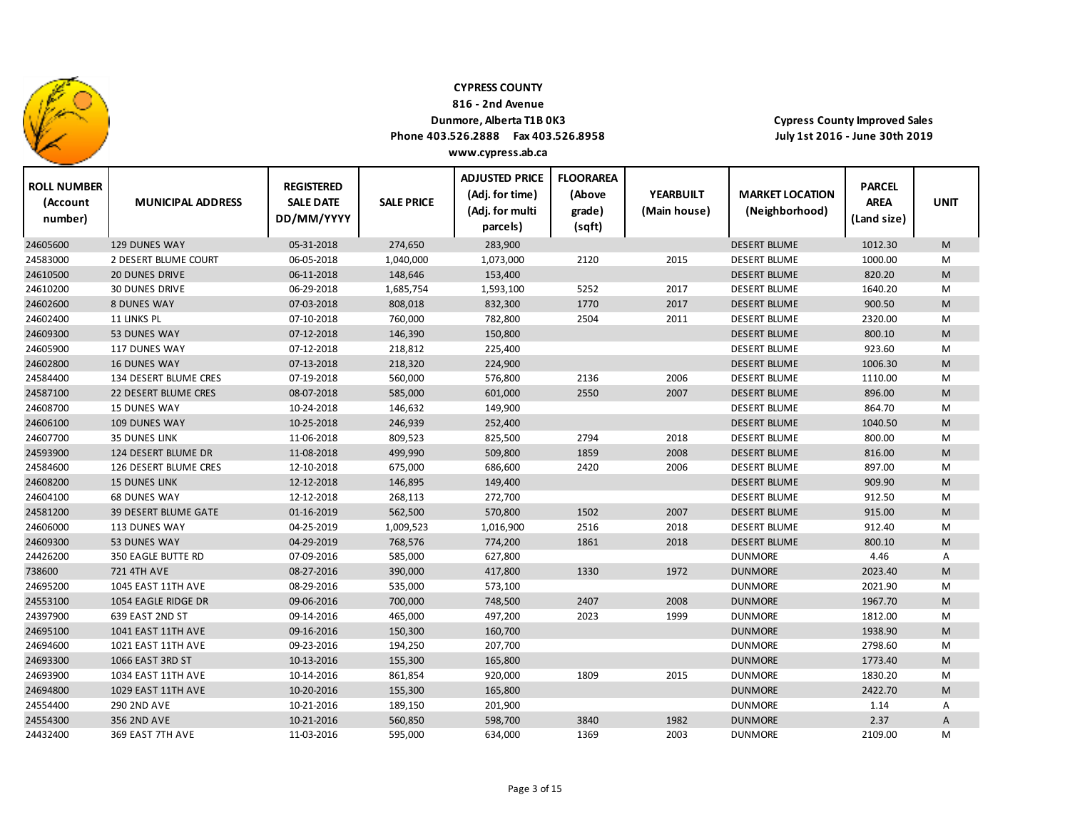**CYPRESS COUNTY**
**816 - 2nd Avenue**
**Dunmore, Alberta T1B 0K3**
**Phone 403.526.2888 Fax 403.526.8958**
**www.cypress.ab.ca**

**Cypress County Improved Sales**
**July 1st 2016 - June 30th 2019**

| ROLL NUMBER (Account number) | MUNICIPAL ADDRESS | REGISTERED SALE DATE DD/MM/YYYY | SALE PRICE | ADJUSTED PRICE (Adj. for time) (Adj. for multi parcels) | FLOORAREA (Above grade) (sqft) | YEARBUILT (Main house) | MARKET LOCATION (Neighborhood) | PARCEL AREA (Land size) | UNIT |
|---|---|---|---|---|---|---|---|---|---|
| 24605600 | 129 DUNES WAY | 05-31-2018 | 274,650 | 283,900 | | | DESERT BLUME | 1012.30 | M |
| 24583000 | 2 DESERT BLUME COURT | 06-05-2018 | 1,040,000 | 1,073,000 | 2120 | 2015 | DESERT BLUME | 1000.00 | M |
| 24610500 | 20 DUNES DRIVE | 06-11-2018 | 148,646 | 153,400 | | | DESERT BLUME | 820.20 | M |
| 24610200 | 30 DUNES DRIVE | 06-29-2018 | 1,685,754 | 1,593,100 | 5252 | 2017 | DESERT BLUME | 1640.20 | M |
| 24602600 | 8 DUNES WAY | 07-03-2018 | 808,018 | 832,300 | 1770 | 2017 | DESERT BLUME | 900.50 | M |
| 24602400 | 11 LINKS PL | 07-10-2018 | 760,000 | 782,800 | 2504 | 2011 | DESERT BLUME | 2320.00 | M |
| 24609300 | 53 DUNES WAY | 07-12-2018 | 146,390 | 150,800 | | | DESERT BLUME | 800.10 | M |
| 24605900 | 117 DUNES WAY | 07-12-2018 | 218,812 | 225,400 | | | DESERT BLUME | 923.60 | M |
| 24602800 | 16 DUNES WAY | 07-13-2018 | 218,320 | 224,900 | | | DESERT BLUME | 1006.30 | M |
| 24584400 | 134 DESERT BLUME CRES | 07-19-2018 | 560,000 | 576,800 | 2136 | 2006 | DESERT BLUME | 1110.00 | M |
| 24587100 | 22 DESERT BLUME CRES | 08-07-2018 | 585,000 | 601,000 | 2550 | 2007 | DESERT BLUME | 896.00 | M |
| 24608700 | 15 DUNES WAY | 10-24-2018 | 146,632 | 149,900 | | | DESERT BLUME | 864.70 | M |
| 24606100 | 109 DUNES WAY | 10-25-2018 | 246,939 | 252,400 | | | DESERT BLUME | 1040.50 | M |
| 24607700 | 35 DUNES LINK | 11-06-2018 | 809,523 | 825,500 | 2794 | 2018 | DESERT BLUME | 800.00 | M |
| 24593900 | 124 DESERT BLUME DR | 11-08-2018 | 499,990 | 509,800 | 1859 | 2008 | DESERT BLUME | 816.00 | M |
| 24584600 | 126 DESERT BLUME CRES | 12-10-2018 | 675,000 | 686,600 | 2420 | 2006 | DESERT BLUME | 897.00 | M |
| 24608200 | 15 DUNES LINK | 12-12-2018 | 146,895 | 149,400 | | | DESERT BLUME | 909.90 | M |
| 24604100 | 68 DUNES WAY | 12-12-2018 | 268,113 | 272,700 | | | DESERT BLUME | 912.50 | M |
| 24581200 | 39 DESERT BLUME GATE | 01-16-2019 | 562,500 | 570,800 | 1502 | 2007 | DESERT BLUME | 915.00 | M |
| 24606000 | 113 DUNES WAY | 04-25-2019 | 1,009,523 | 1,016,900 | 2516 | 2018 | DESERT BLUME | 912.40 | M |
| 24609300 | 53 DUNES WAY | 04-29-2019 | 768,576 | 774,200 | 1861 | 2018 | DESERT BLUME | 800.10 | M |
| 24426200 | 350 EAGLE BUTTE RD | 07-09-2016 | 585,000 | 627,800 | | | DUNMORE | 4.46 | A |
| 738600 | 721 4TH AVE | 08-27-2016 | 390,000 | 417,800 | 1330 | 1972 | DUNMORE | 2023.40 | M |
| 24695200 | 1045 EAST 11TH AVE | 08-29-2016 | 535,000 | 573,100 | | | DUNMORE | 2021.90 | M |
| 24553100 | 1054 EAGLE RIDGE DR | 09-06-2016 | 700,000 | 748,500 | 2407 | 2008 | DUNMORE | 1967.70 | M |
| 24397900 | 639 EAST 2ND ST | 09-14-2016 | 465,000 | 497,200 | 2023 | 1999 | DUNMORE | 1812.00 | M |
| 24695100 | 1041 EAST 11TH AVE | 09-16-2016 | 150,300 | 160,700 | | | DUNMORE | 1938.90 | M |
| 24694600 | 1021 EAST 11TH AVE | 09-23-2016 | 194,250 | 207,700 | | | DUNMORE | 2798.60 | M |
| 24693300 | 1066 EAST 3RD ST | 10-13-2016 | 155,300 | 165,800 | | | DUNMORE | 1773.40 | M |
| 24693900 | 1034 EAST 11TH AVE | 10-14-2016 | 861,854 | 920,000 | 1809 | 2015 | DUNMORE | 1830.20 | M |
| 24694800 | 1029 EAST 11TH AVE | 10-20-2016 | 155,300 | 165,800 | | | DUNMORE | 2422.70 | M |
| 24554400 | 290 2ND AVE | 10-21-2016 | 189,150 | 201,900 | | | DUNMORE | 1.14 | A |
| 24554300 | 356 2ND AVE | 10-21-2016 | 560,850 | 598,700 | 3840 | 1982 | DUNMORE | 2.37 | A |
| 24432400 | 369 EAST 7TH AVE | 11-03-2016 | 595,000 | 634,000 | 1369 | 2003 | DUNMORE | 2109.00 | M |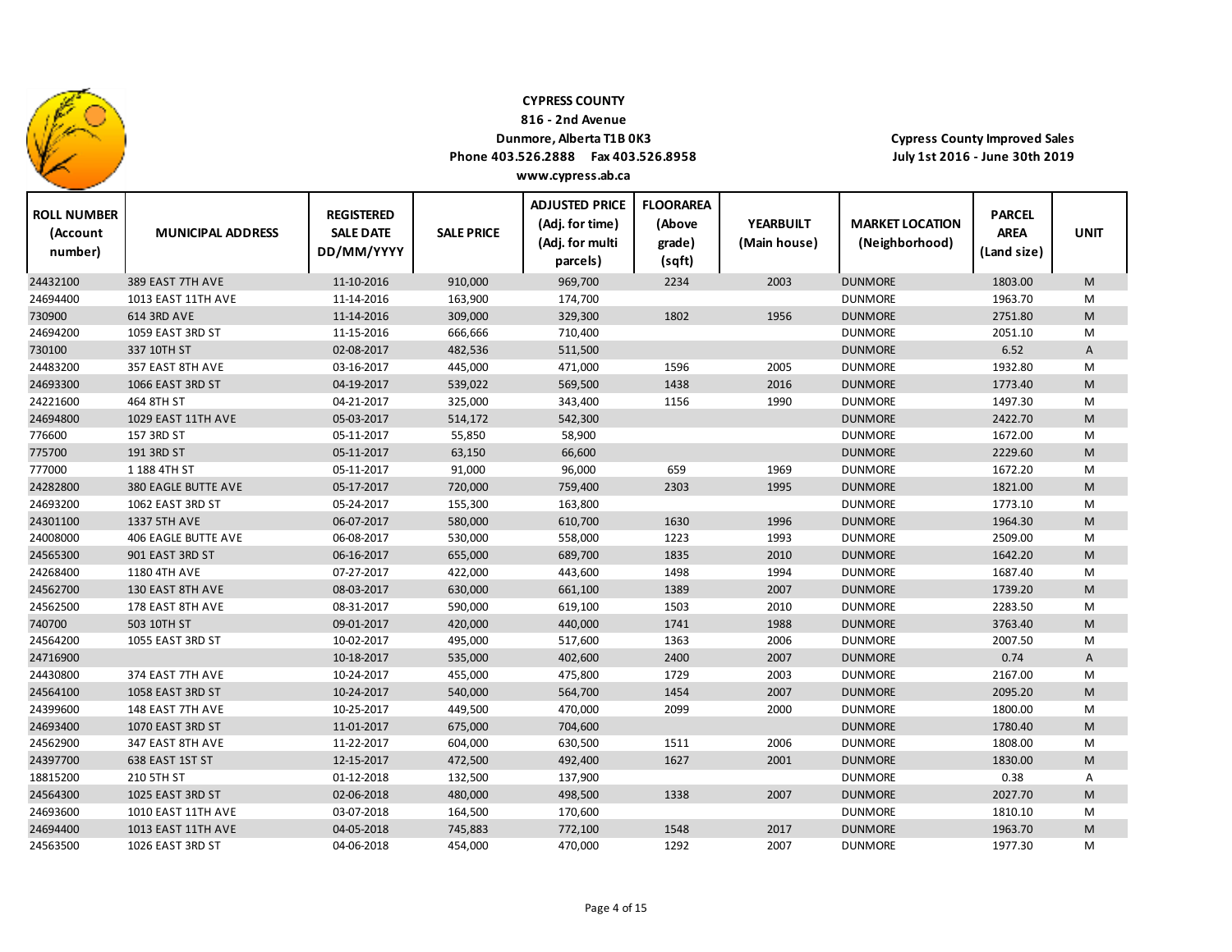**CYPRESS COUNTY**
**816 - 2nd Avenue**
**Dunmore, Alberta T1B 0K3**
**Phone 403.526.2888 Fax 403.526.8958**
**www.cypress.ab.ca**

**Cypress County Improved Sales**
**July 1st 2016 - June 30th 2019**

| ROLL NUMBER (Account number) | MUNICIPAL ADDRESS | REGISTERED SALE DATE DD/MM/YYYY | SALE PRICE | ADJUSTED PRICE (Adj. for time) (Adj. for multi parcels) | FLOORAREA (Above grade) (sqft) | YEARBUILT (Main house) | MARKET LOCATION (Neighborhood) | PARCEL AREA (Land size) | UNIT |
|---|---|---|---|---|---|---|---|---|---|
| 24432100 | 389 EAST 7TH AVE | 11-10-2016 | 910,000 | 969,700 | 2234 | 2003 | DUNMORE | 1803.00 | M |
| 24694400 | 1013 EAST 11TH AVE | 11-14-2016 | 163,900 | 174,700 | | | DUNMORE | 1963.70 | M |
| 730900 | 614 3RD AVE | 11-14-2016 | 309,000 | 329,300 | 1802 | 1956 | DUNMORE | 2751.80 | M |
| 24694200 | 1059 EAST 3RD ST | 11-15-2016 | 666,666 | 710,400 | | | DUNMORE | 2051.10 | M |
| 730100 | 337 10TH ST | 02-08-2017 | 482,536 | 511,500 | | | DUNMORE | 6.52 | A |
| 24483200 | 357 EAST 8TH AVE | 03-16-2017 | 445,000 | 471,000 | 1596 | 2005 | DUNMORE | 1932.80 | M |
| 24693300 | 1066 EAST 3RD ST | 04-19-2017 | 539,022 | 569,500 | 1438 | 2016 | DUNMORE | 1773.40 | M |
| 24221600 | 464 8TH ST | 04-21-2017 | 325,000 | 343,400 | 1156 | 1990 | DUNMORE | 1497.30 | M |
| 24694800 | 1029 EAST 11TH AVE | 05-03-2017 | 514,172 | 542,300 | | | DUNMORE | 2422.70 | M |
| 776600 | 157 3RD ST | 05-11-2017 | 55,850 | 58,900 | | | DUNMORE | 1672.00 | M |
| 775700 | 191 3RD ST | 05-11-2017 | 63,150 | 66,600 | | | DUNMORE | 2229.60 | M |
| 777000 | 1 188 4TH ST | 05-11-2017 | 91,000 | 96,000 | 659 | 1969 | DUNMORE | 1672.20 | M |
| 24282800 | 380 EAGLE BUTTE AVE | 05-17-2017 | 720,000 | 759,400 | 2303 | 1995 | DUNMORE | 1821.00 | M |
| 24693200 | 1062 EAST 3RD ST | 05-24-2017 | 155,300 | 163,800 | | | DUNMORE | 1773.10 | M |
| 24301100 | 1337 5TH AVE | 06-07-2017 | 580,000 | 610,700 | 1630 | 1996 | DUNMORE | 1964.30 | M |
| 24008000 | 406 EAGLE BUTTE AVE | 06-08-2017 | 530,000 | 558,000 | 1223 | 1993 | DUNMORE | 2509.00 | M |
| 24565300 | 901 EAST 3RD ST | 06-16-2017 | 655,000 | 689,700 | 1835 | 2010 | DUNMORE | 1642.20 | M |
| 24268400 | 1180 4TH AVE | 07-27-2017 | 422,000 | 443,600 | 1498 | 1994 | DUNMORE | 1687.40 | M |
| 24562700 | 130 EAST 8TH AVE | 08-03-2017 | 630,000 | 661,100 | 1389 | 2007 | DUNMORE | 1739.20 | M |
| 24562500 | 178 EAST 8TH AVE | 08-31-2017 | 590,000 | 619,100 | 1503 | 2010 | DUNMORE | 2283.50 | M |
| 740700 | 503 10TH ST | 09-01-2017 | 420,000 | 440,000 | 1741 | 1988 | DUNMORE | 3763.40 | M |
| 24564200 | 1055 EAST 3RD ST | 10-02-2017 | 495,000 | 517,600 | 1363 | 2006 | DUNMORE | 2007.50 | M |
| 24716900 | | 10-18-2017 | 535,000 | 402,600 | 2400 | 2007 | DUNMORE | 0.74 | A |
| 24430800 | 374 EAST 7TH AVE | 10-24-2017 | 455,000 | 475,800 | 1729 | 2003 | DUNMORE | 2167.00 | M |
| 24564100 | 1058 EAST 3RD ST | 10-24-2017 | 540,000 | 564,700 | 1454 | 2007 | DUNMORE | 2095.20 | M |
| 24399600 | 148 EAST 7TH AVE | 10-25-2017 | 449,500 | 470,000 | 2099 | 2000 | DUNMORE | 1800.00 | M |
| 24693400 | 1070 EAST 3RD ST | 11-01-2017 | 675,000 | 704,600 | | | DUNMORE | 1780.40 | M |
| 24562900 | 347 EAST 8TH AVE | 11-22-2017 | 604,000 | 630,500 | 1511 | 2006 | DUNMORE | 1808.00 | M |
| 24397700 | 638 EAST 1ST ST | 12-15-2017 | 472,500 | 492,400 | 1627 | 2001 | DUNMORE | 1830.00 | M |
| 18815200 | 210 5TH ST | 01-12-2018 | 132,500 | 137,900 | | | DUNMORE | 0.38 | A |
| 24564300 | 1025 EAST 3RD ST | 02-06-2018 | 480,000 | 498,500 | 1338 | 2007 | DUNMORE | 2027.70 | M |
| 24693600 | 1010 EAST 11TH AVE | 03-07-2018 | 164,500 | 170,600 | | | DUNMORE | 1810.10 | M |
| 24694400 | 1013 EAST 11TH AVE | 04-05-2018 | 745,883 | 772,100 | 1548 | 2017 | DUNMORE | 1963.70 | M |
| 24563500 | 1026 EAST 3RD ST | 04-06-2018 | 454,000 | 470,000 | 1292 | 2007 | DUNMORE | 1977.30 | M |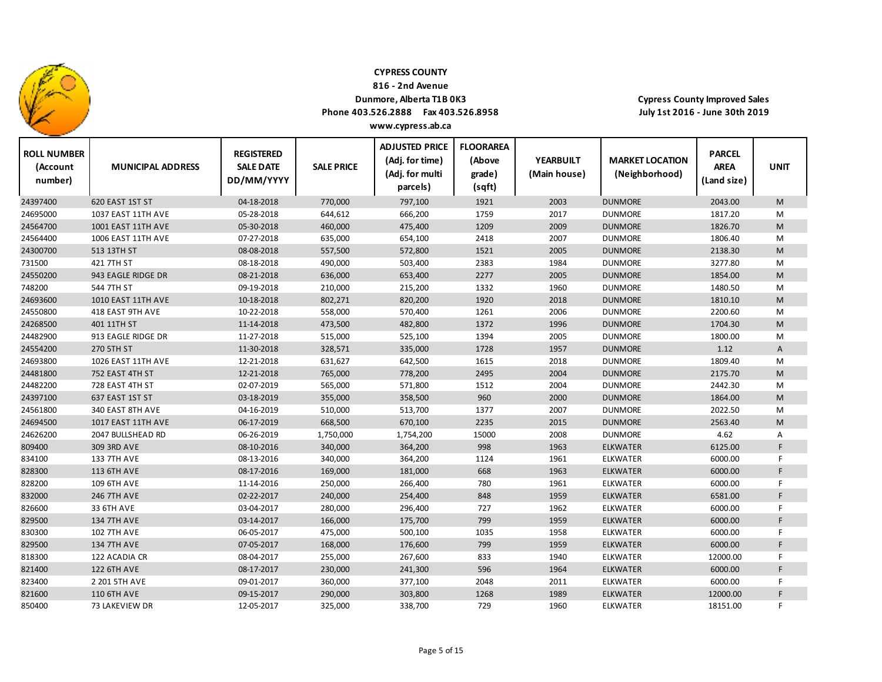**CYPRESS COUNTY**
**816 - 2nd Avenue**
**Dunmore, Alberta T1B 0K3**
**Phone 403.526.2888 Fax 403.526.8958**
**www.cypress.ab.ca**

**Cypress County Improved Sales**
**July 1st 2016 - June 30th 2019**

| ROLL NUMBER (Account number) | MUNICIPAL ADDRESS | REGISTERED SALE DATE DD/MM/YYYY | SALE PRICE | ADJUSTED PRICE (Adj. for time) (Adj. for multi parcels) | FLOORAREA (Above grade) (sqft) | YEARBUILT (Main house) | MARKET LOCATION (Neighborhood) | PARCEL AREA (Land size) | UNIT |
|---|---|---|---|---|---|---|---|---|---|
| 24397400 | 620 EAST 1ST ST | 04-18-2018 | 770,000 | 797,100 | 1921 | 2003 | DUNMORE | 2043.00 | M |
| 24695000 | 1037 EAST 11TH AVE | 05-28-2018 | 644,612 | 666,200 | 1759 | 2017 | DUNMORE | 1817.20 | M |
| 24564700 | 1001 EAST 11TH AVE | 05-30-2018 | 460,000 | 475,400 | 1209 | 2009 | DUNMORE | 1826.70 | M |
| 24564400 | 1006 EAST 11TH AVE | 07-27-2018 | 635,000 | 654,100 | 2418 | 2007 | DUNMORE | 1806.40 | M |
| 24300700 | 513 13TH ST | 08-08-2018 | 557,500 | 572,800 | 1521 | 2005 | DUNMORE | 2138.30 | M |
| 731500 | 421 7TH ST | 08-18-2018 | 490,000 | 503,400 | 2383 | 1984 | DUNMORE | 3277.80 | M |
| 24550200 | 943 EAGLE RIDGE DR | 08-21-2018 | 636,000 | 653,400 | 2277 | 2005 | DUNMORE | 1854.00 | M |
| 748200 | 544 7TH ST | 09-19-2018 | 210,000 | 215,200 | 1332 | 1960 | DUNMORE | 1480.50 | M |
| 24693600 | 1010 EAST 11TH AVE | 10-18-2018 | 802,271 | 820,200 | 1920 | 2018 | DUNMORE | 1810.10 | M |
| 24550800 | 418 EAST 9TH AVE | 10-22-2018 | 558,000 | 570,400 | 1261 | 2006 | DUNMORE | 2200.60 | M |
| 24268500 | 401 11TH ST | 11-14-2018 | 473,500 | 482,800 | 1372 | 1996 | DUNMORE | 1704.30 | M |
| 24482900 | 913 EAGLE RIDGE DR | 11-27-2018 | 515,000 | 525,100 | 1394 | 2005 | DUNMORE | 1800.00 | M |
| 24554200 | 270 5TH ST | 11-30-2018 | 328,571 | 335,000 | 1728 | 1957 | DUNMORE | 1.12 | A |
| 24693800 | 1026 EAST 11TH AVE | 12-21-2018 | 631,627 | 642,500 | 1615 | 2018 | DUNMORE | 1809.40 | M |
| 24481800 | 752 EAST 4TH ST | 12-21-2018 | 765,000 | 778,200 | 2495 | 2004 | DUNMORE | 2175.70 | M |
| 24482200 | 728 EAST 4TH ST | 02-07-2019 | 565,000 | 571,800 | 1512 | 2004 | DUNMORE | 2442.30 | M |
| 24397100 | 637 EAST 1ST ST | 03-18-2019 | 355,000 | 358,500 | 960 | 2000 | DUNMORE | 1864.00 | M |
| 24561800 | 340 EAST 8TH AVE | 04-16-2019 | 510,000 | 513,700 | 1377 | 2007 | DUNMORE | 2022.50 | M |
| 24694500 | 1017 EAST 11TH AVE | 06-17-2019 | 668,500 | 670,100 | 2235 | 2015 | DUNMORE | 2563.40 | M |
| 24626200 | 2047 BULLSHEAD RD | 06-26-2019 | 1,750,000 | 1,754,200 | 15000 | 2008 | DUNMORE | 4.62 | A |
| 809400 | 309 3RD AVE | 08-10-2016 | 340,000 | 364,200 | 998 | 1963 | ELKWATER | 6125.00 | F |
| 834100 | 133 7TH AVE | 08-13-2016 | 340,000 | 364,200 | 1124 | 1961 | ELKWATER | 6000.00 | F |
| 828300 | 113 6TH AVE | 08-17-2016 | 169,000 | 181,000 | 668 | 1963 | ELKWATER | 6000.00 | F |
| 828200 | 109 6TH AVE | 11-14-2016 | 250,000 | 266,400 | 780 | 1961 | ELKWATER | 6000.00 | F |
| 832000 | 246 7TH AVE | 02-22-2017 | 240,000 | 254,400 | 848 | 1959 | ELKWATER | 6581.00 | F |
| 826600 | 33 6TH AVE | 03-04-2017 | 280,000 | 296,400 | 727 | 1962 | ELKWATER | 6000.00 | F |
| 829500 | 134 7TH AVE | 03-14-2017 | 166,000 | 175,700 | 799 | 1959 | ELKWATER | 6000.00 | F |
| 830300 | 102 7TH AVE | 06-05-2017 | 475,000 | 500,100 | 1035 | 1958 | ELKWATER | 6000.00 | F |
| 829500 | 134 7TH AVE | 07-05-2017 | 168,000 | 176,600 | 799 | 1959 | ELKWATER | 6000.00 | F |
| 818300 | 122 ACADIA CR | 08-04-2017 | 255,000 | 267,600 | 833 | 1940 | ELKWATER | 12000.00 | F |
| 821400 | 122 6TH AVE | 08-17-2017 | 230,000 | 241,300 | 596 | 1964 | ELKWATER | 6000.00 | F |
| 823400 | 2 201 5TH AVE | 09-01-2017 | 360,000 | 377,100 | 2048 | 2011 | ELKWATER | 6000.00 | F |
| 821600 | 110 6TH AVE | 09-15-2017 | 290,000 | 303,800 | 1268 | 1989 | ELKWATER | 12000.00 | F |
| 850400 | 73 LAKEVIEW DR | 12-05-2017 | 325,000 | 338,700 | 729 | 1960 | ELKWATER | 18151.00 | F |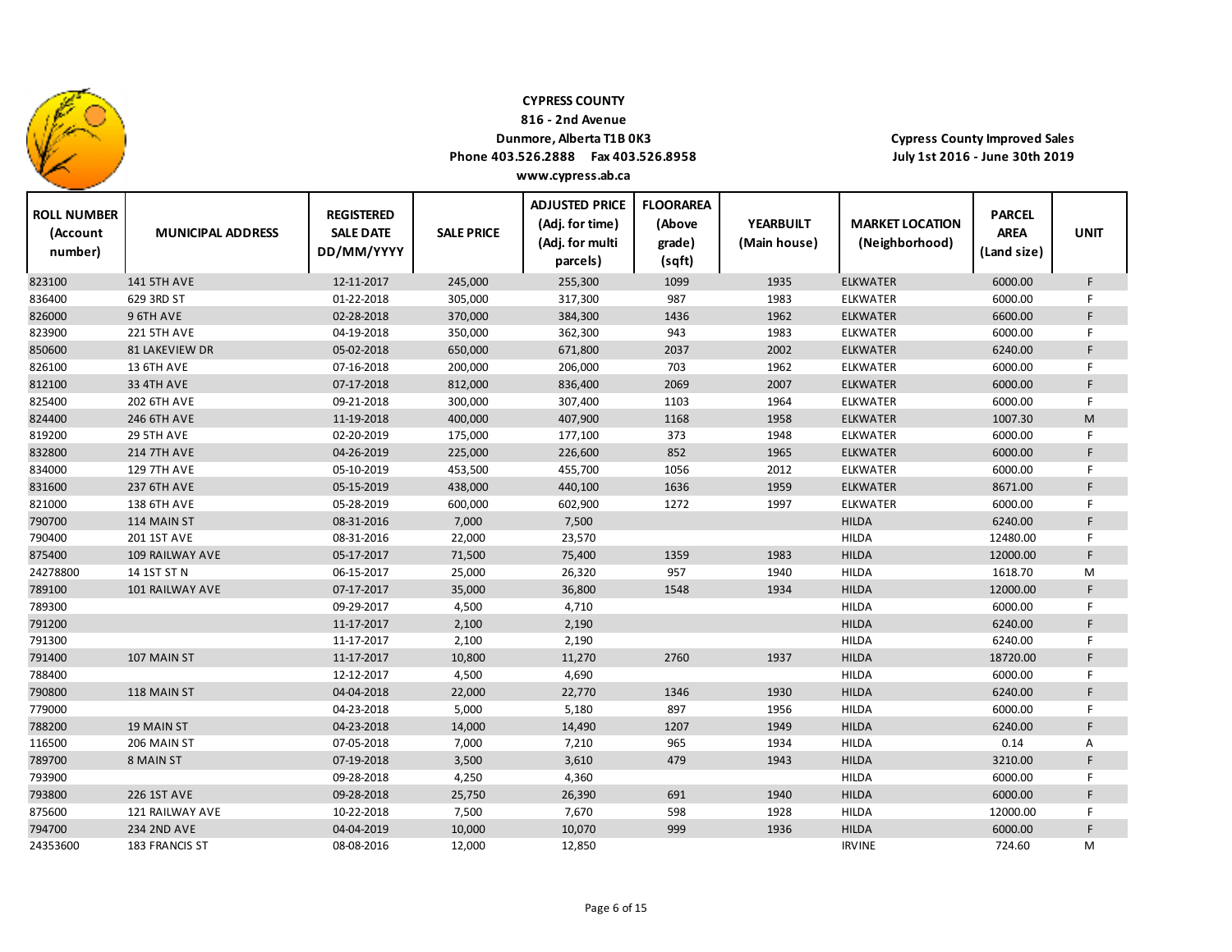**CYPRESS COUNTY**
**816 - 2nd Avenue**
**Dunmore, Alberta T1B 0K3**
**Phone 403.526.2888 Fax 403.526.8958**
**www.cypress.ab.ca**

**Cypress County Improved Sales**
**July 1st 2016 - June 30th 2019**

| ROLL NUMBER (Account number) | MUNICIPAL ADDRESS | REGISTERED SALE DATE DD/MM/YYYY | SALE PRICE | ADJUSTED PRICE (Adj. for time) (Adj. for multi parcels) | FLOORAREA (Above grade) (sqft) | YEARBUILT (Main house) | MARKET LOCATION (Neighborhood) | PARCEL AREA (Land size) | UNIT |
|---|---|---|---|---|---|---|---|---|---|
| 823100 | 141 5TH AVE | 12-11-2017 | 245,000 | 255,300 | 1099 | 1935 | ELKWATER | 6000.00 | F |
| 836400 | 629 3RD ST | 01-22-2018 | 305,000 | 317,300 | 987 | 1983 | ELKWATER | 6000.00 | F |
| 826000 | 9 6TH AVE | 02-28-2018 | 370,000 | 384,300 | 1436 | 1962 | ELKWATER | 6600.00 | F |
| 823900 | 221 5TH AVE | 04-19-2018 | 350,000 | 362,300 | 943 | 1983 | ELKWATER | 6000.00 | F |
| 850600 | 81 LAKEVIEW DR | 05-02-2018 | 650,000 | 671,800 | 2037 | 2002 | ELKWATER | 6240.00 | F |
| 826100 | 13 6TH AVE | 07-16-2018 | 200,000 | 206,000 | 703 | 1962 | ELKWATER | 6000.00 | F |
| 812100 | 33 4TH AVE | 07-17-2018 | 812,000 | 836,400 | 2069 | 2007 | ELKWATER | 6000.00 | F |
| 825400 | 202 6TH AVE | 09-21-2018 | 300,000 | 307,400 | 1103 | 1964 | ELKWATER | 6000.00 | F |
| 824400 | 246 6TH AVE | 11-19-2018 | 400,000 | 407,900 | 1168 | 1958 | ELKWATER | 1007.30 | M |
| 819200 | 29 5TH AVE | 02-20-2019 | 175,000 | 177,100 | 373 | 1948 | ELKWATER | 6000.00 | F |
| 832800 | 214 7TH AVE | 04-26-2019 | 225,000 | 226,600 | 852 | 1965 | ELKWATER | 6000.00 | F |
| 834000 | 129 7TH AVE | 05-10-2019 | 453,500 | 455,700 | 1056 | 2012 | ELKWATER | 6000.00 | F |
| 831600 | 237 6TH AVE | 05-15-2019 | 438,000 | 440,100 | 1636 | 1959 | ELKWATER | 8671.00 | F |
| 821000 | 138 6TH AVE | 05-28-2019 | 600,000 | 602,900 | 1272 | 1997 | ELKWATER | 6000.00 | F |
| 790700 | 114 MAIN ST | 08-31-2016 | 7,000 | 7,500 | | | HILDA | 6240.00 | F |
| 790400 | 201 1ST AVE | 08-31-2016 | 22,000 | 23,570 | | | HILDA | 12480.00 | F |
| 875400 | 109 RAILWAY AVE | 05-17-2017 | 71,500 | 75,400 | 1359 | 1983 | HILDA | 12000.00 | F |
| 24278800 | 14 1ST ST N | 06-15-2017 | 25,000 | 26,320 | 957 | 1940 | HILDA | 1618.70 | M |
| 789100 | 101 RAILWAY AVE | 07-17-2017 | 35,000 | 36,800 | 1548 | 1934 | HILDA | 12000.00 | F |
| 789300 | | 09-29-2017 | 4,500 | 4,710 | | | HILDA | 6000.00 | F |
| 791200 | | 11-17-2017 | 2,100 | 2,190 | | | HILDA | 6240.00 | F |
| 791300 | | 11-17-2017 | 2,100 | 2,190 | | | HILDA | 6240.00 | F |
| 791400 | 107 MAIN ST | 11-17-2017 | 10,800 | 11,270 | 2760 | 1937 | HILDA | 18720.00 | F |
| 788400 | | 12-12-2017 | 4,500 | 4,690 | | | HILDA | 6000.00 | F |
| 790800 | 118 MAIN ST | 04-04-2018 | 22,000 | 22,770 | 1346 | 1930 | HILDA | 6240.00 | F |
| 779000 | | 04-23-2018 | 5,000 | 5,180 | 897 | 1956 | HILDA | 6000.00 | F |
| 788200 | 19 MAIN ST | 04-23-2018 | 14,000 | 14,490 | 1207 | 1949 | HILDA | 6240.00 | F |
| 116500 | 206 MAIN ST | 07-05-2018 | 7,000 | 7,210 | 965 | 1934 | HILDA | 0.14 | A |
| 789700 | 8 MAIN ST | 07-19-2018 | 3,500 | 3,610 | 479 | 1943 | HILDA | 3210.00 | F |
| 793900 | | 09-28-2018 | 4,250 | 4,360 | | | HILDA | 6000.00 | F |
| 793800 | 226 1ST AVE | 09-28-2018 | 25,750 | 26,390 | 691 | 1940 | HILDA | 6000.00 | F |
| 875600 | 121 RAILWAY AVE | 10-22-2018 | 7,500 | 7,670 | 598 | 1928 | HILDA | 12000.00 | F |
| 794700 | 234 2ND AVE | 04-04-2019 | 10,000 | 10,070 | 999 | 1936 | HILDA | 6000.00 | F |
| 24353600 | 183 FRANCIS ST | 08-08-2016 | 12,000 | 12,850 | | | IRVINE | 724.60 | M |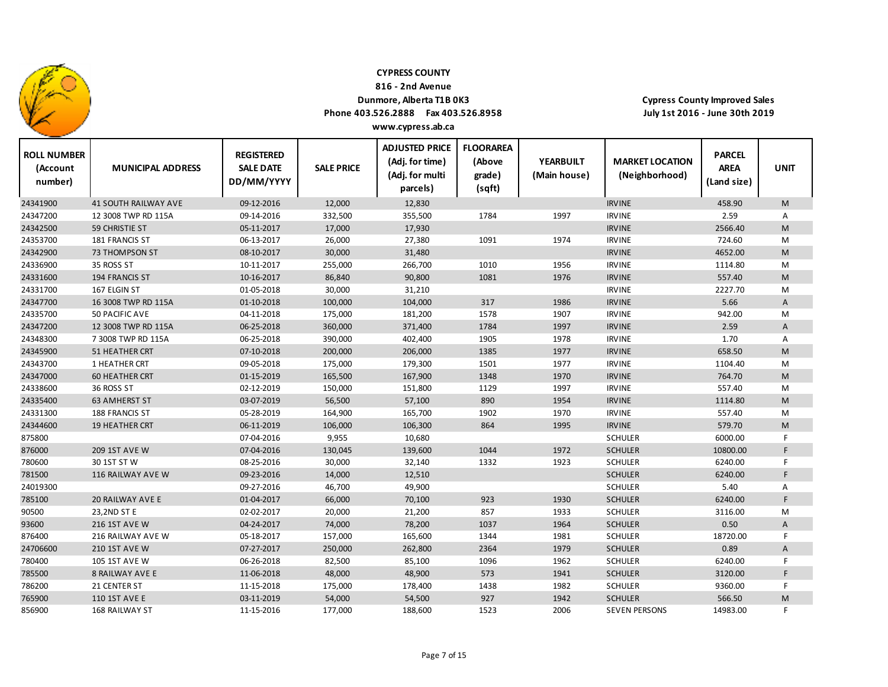**CYPRESS COUNTY**
**816 - 2nd Avenue**
**Dunmore, Alberta T1B 0K3**
**Phone 403.526.2888 Fax 403.526.8958**
**www.cypress.ab.ca**

**Cypress County Improved Sales**
**July 1st 2016 - June 30th 2019**

| ROLL NUMBER (Account number) | MUNICIPAL ADDRESS | REGISTERED SALE DATE DD/MM/YYYY | SALE PRICE | ADJUSTED PRICE (Adj. for time) (Adj. for multi parcels) | FLOORAREA (Above grade) (sqft) | YEARBUILT (Main house) | MARKET LOCATION (Neighborhood) | PARCEL AREA (Land size) | UNIT |
|---|---|---|---|---|---|---|---|---|---|
| 24341900 | 41 SOUTH RAILWAY AVE | 09-12-2016 | 12,000 | 12,830 | | | IRVINE | 458.90 | M |
| 24347200 | 12 3008 TWP RD 115A | 09-14-2016 | 332,500 | 355,500 | 1784 | 1997 | IRVINE | 2.59 | A |
| 24342500 | 59 CHRISTIE ST | 05-11-2017 | 17,000 | 17,930 | | | IRVINE | 2566.40 | M |
| 24353700 | 181 FRANCIS ST | 06-13-2017 | 26,000 | 27,380 | 1091 | 1974 | IRVINE | 724.60 | M |
| 24342900 | 73 THOMPSON ST | 08-10-2017 | 30,000 | 31,480 | | | IRVINE | 4652.00 | M |
| 24336900 | 35 ROSS ST | 10-11-2017 | 255,000 | 266,700 | 1010 | 1956 | IRVINE | 1114.80 | M |
| 24331600 | 194 FRANCIS ST | 10-16-2017 | 86,840 | 90,800 | 1081 | 1976 | IRVINE | 557.40 | M |
| 24331700 | 167 ELGIN ST | 01-05-2018 | 30,000 | 31,210 | | | IRVINE | 2227.70 | M |
| 24347700 | 16 3008 TWP RD 115A | 01-10-2018 | 100,000 | 104,000 | 317 | 1986 | IRVINE | 5.66 | A |
| 24335700 | 50 PACIFIC AVE | 04-11-2018 | 175,000 | 181,200 | 1578 | 1907 | IRVINE | 942.00 | M |
| 24347200 | 12 3008 TWP RD 115A | 06-25-2018 | 360,000 | 371,400 | 1784 | 1997 | IRVINE | 2.59 | A |
| 24348300 | 7 3008 TWP RD 115A | 06-25-2018 | 390,000 | 402,400 | 1905 | 1978 | IRVINE | 1.70 | A |
| 24345900 | 51 HEATHER CRT | 07-10-2018 | 200,000 | 206,000 | 1385 | 1977 | IRVINE | 658.50 | M |
| 24343700 | 1 HEATHER CRT | 09-05-2018 | 175,000 | 179,300 | 1501 | 1977 | IRVINE | 1104.40 | M |
| 24347000 | 60 HEATHER CRT | 01-15-2019 | 165,500 | 167,900 | 1348 | 1970 | IRVINE | 764.70 | M |
| 24338600 | 36 ROSS ST | 02-12-2019 | 150,000 | 151,800 | 1129 | 1997 | IRVINE | 557.40 | M |
| 24335400 | 63 AMHERST ST | 03-07-2019 | 56,500 | 57,100 | 890 | 1954 | IRVINE | 1114.80 | M |
| 24331300 | 188 FRANCIS ST | 05-28-2019 | 164,900 | 165,700 | 1902 | 1970 | IRVINE | 557.40 | M |
| 24344600 | 19 HEATHER CRT | 06-11-2019 | 106,000 | 106,300 | 864 | 1995 | IRVINE | 579.70 | M |
| 875800 | | 07-04-2016 | 9,955 | 10,680 | | | SCHULER | 6000.00 | F |
| 876000 | 209 1ST AVE W | 07-04-2016 | 130,045 | 139,600 | 1044 | 1972 | SCHULER | 10800.00 | F |
| 780600 | 30 1ST ST W | 08-25-2016 | 30,000 | 32,140 | 1332 | 1923 | SCHULER | 6240.00 | F |
| 781500 | 116 RAILWAY AVE W | 09-23-2016 | 14,000 | 12,510 | | | SCHULER | 6240.00 | F |
| 24019300 | | 09-27-2016 | 46,700 | 49,900 | | | SCHULER | 5.40 | A |
| 785100 | 20 RAILWAY AVE E | 01-04-2017 | 66,000 | 70,100 | 923 | 1930 | SCHULER | 6240.00 | F |
| 90500 | 23,2ND ST E | 02-02-2017 | 20,000 | 21,200 | 857 | 1933 | SCHULER | 3116.00 | M |
| 93600 | 216 1ST AVE W | 04-24-2017 | 74,000 | 78,200 | 1037 | 1964 | SCHULER | 0.50 | A |
| 876400 | 216 RAILWAY AVE W | 05-18-2017 | 157,000 | 165,600 | 1344 | 1981 | SCHULER | 18720.00 | F |
| 24706600 | 210 1ST AVE W | 07-27-2017 | 250,000 | 262,800 | 2364 | 1979 | SCHULER | 0.89 | A |
| 780400 | 105 1ST AVE W | 06-26-2018 | 82,500 | 85,100 | 1096 | 1962 | SCHULER | 6240.00 | F |
| 785500 | 8 RAILWAY AVE E | 11-06-2018 | 48,000 | 48,900 | 573 | 1941 | SCHULER | 3120.00 | F |
| 786200 | 21 CENTER ST | 11-15-2018 | 175,000 | 178,400 | 1438 | 1982 | SCHULER | 9360.00 | F |
| 765900 | 110 1ST AVE E | 03-11-2019 | 54,000 | 54,500 | 927 | 1942 | SCHULER | 566.50 | M |
| 856900 | 168 RAILWAY ST | 11-15-2016 | 177,000 | 188,600 | 1523 | 2006 | SEVEN PERSONS | 14983.00 | F |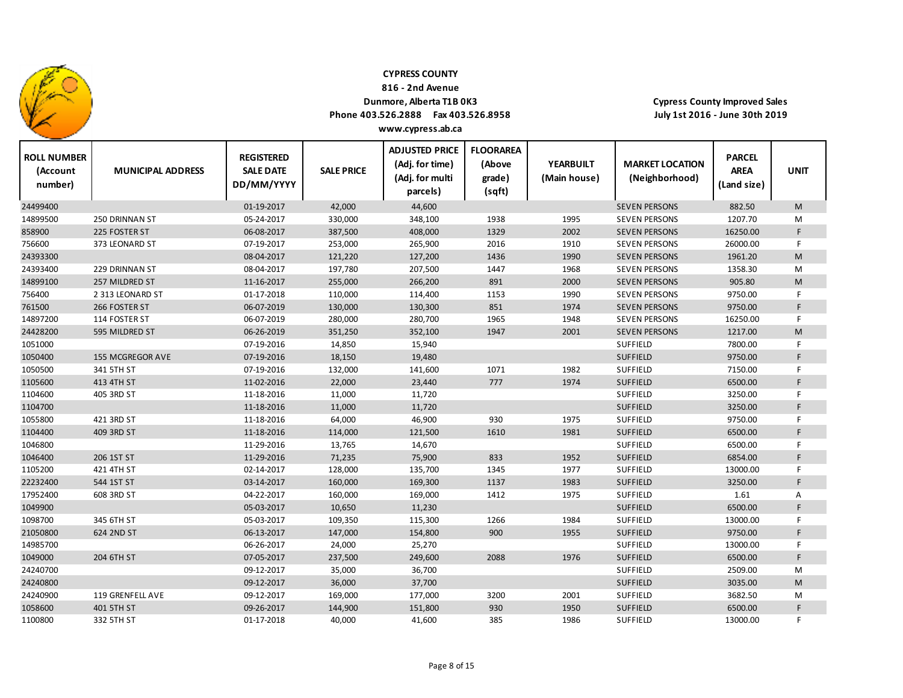**CYPRESS COUNTY**
**816 - 2nd Avenue**
**Dunmore, Alberta T1B 0K3**
**Phone 403.526.2888 Fax 403.526.8958**
**www.cypress.ab.ca**

**Cypress County Improved Sales**
**July 1st 2016 - June 30th 2019**

| ROLL NUMBER (Account number) | MUNICIPAL ADDRESS | REGISTERED SALE DATE DD/MM/YYYY | SALE PRICE | ADJUSTED PRICE (Adj. for time) (Adj. for multi parcels) | FLOORAREA (Above grade) (sqft) | YEARBUILT (Main house) | MARKET LOCATION (Neighborhood) | PARCEL AREA (Land size) | UNIT |
|---|---|---|---|---|---|---|---|---|---|
| 24499400 | | 01-19-2017 | 42,000 | 44,600 | | | SEVEN PERSONS | 882.50 | M |
| 14899500 | 250 DRINNAN ST | 05-24-2017 | 330,000 | 348,100 | 1938 | 1995 | SEVEN PERSONS | 1207.70 | M |
| 858900 | 225 FOSTER ST | 06-08-2017 | 387,500 | 408,000 | 1329 | 2002 | SEVEN PERSONS | 16250.00 | F |
| 756600 | 373 LEONARD ST | 07-19-2017 | 253,000 | 265,900 | 2016 | 1910 | SEVEN PERSONS | 26000.00 | F |
| 24393300 | | 08-04-2017 | 121,220 | 127,200 | 1436 | 1990 | SEVEN PERSONS | 1961.20 | M |
| 24393400 | 229 DRINNAN ST | 08-04-2017 | 197,780 | 207,500 | 1447 | 1968 | SEVEN PERSONS | 1358.30 | M |
| 14899100 | 257 MILDRED ST | 11-16-2017 | 255,000 | 266,200 | 891 | 2000 | SEVEN PERSONS | 905.80 | M |
| 756400 | 2 313 LEONARD ST | 01-17-2018 | 110,000 | 114,400 | 1153 | 1990 | SEVEN PERSONS | 9750.00 | F |
| 761500 | 266 FOSTER ST | 06-07-2019 | 130,000 | 130,300 | 851 | 1974 | SEVEN PERSONS | 9750.00 | F |
| 14897200 | 114 FOSTER ST | 06-07-2019 | 280,000 | 280,700 | 1965 | 1948 | SEVEN PERSONS | 16250.00 | F |
| 24428200 | 595 MILDRED ST | 06-26-2019 | 351,250 | 352,100 | 1947 | 2001 | SEVEN PERSONS | 1217.00 | M |
| 1051000 | | 07-19-2016 | 14,850 | 15,940 | | | SUFFIELD | 7800.00 | F |
| 1050400 | 155 MCGREGOR AVE | 07-19-2016 | 18,150 | 19,480 | | | SUFFIELD | 9750.00 | F |
| 1050500 | 341 5TH ST | 07-19-2016 | 132,000 | 141,600 | 1071 | 1982 | SUFFIELD | 7150.00 | F |
| 1105600 | 413 4TH ST | 11-02-2016 | 22,000 | 23,440 | 777 | 1974 | SUFFIELD | 6500.00 | F |
| 1104600 | 405 3RD ST | 11-18-2016 | 11,000 | 11,720 | | | SUFFIELD | 3250.00 | F |
| 1104700 | | 11-18-2016 | 11,000 | 11,720 | | | SUFFIELD | 3250.00 | F |
| 1055800 | 421 3RD ST | 11-18-2016 | 64,000 | 46,900 | 930 | 1975 | SUFFIELD | 9750.00 | F |
| 1104400 | 409 3RD ST | 11-18-2016 | 114,000 | 121,500 | 1610 | 1981 | SUFFIELD | 6500.00 | F |
| 1046800 | | 11-29-2016 | 13,765 | 14,670 | | | SUFFIELD | 6500.00 | F |
| 1046400 | 206 1ST ST | 11-29-2016 | 71,235 | 75,900 | 833 | 1952 | SUFFIELD | 6854.00 | F |
| 1105200 | 421 4TH ST | 02-14-2017 | 128,000 | 135,700 | 1345 | 1977 | SUFFIELD | 13000.00 | F |
| 22232400 | 544 1ST ST | 03-14-2017 | 160,000 | 169,300 | 1137 | 1983 | SUFFIELD | 3250.00 | F |
| 17952400 | 608 3RD ST | 04-22-2017 | 160,000 | 169,000 | 1412 | 1975 | SUFFIELD | 1.61 | A |
| 1049900 | | 05-03-2017 | 10,650 | 11,230 | | | SUFFIELD | 6500.00 | F |
| 1098700 | 345 6TH ST | 05-03-2017 | 109,350 | 115,300 | 1266 | 1984 | SUFFIELD | 13000.00 | F |
| 21050800 | 624 2ND ST | 06-13-2017 | 147,000 | 154,800 | 900 | 1955 | SUFFIELD | 9750.00 | F |
| 14985700 | | 06-26-2017 | 24,000 | 25,270 | | | SUFFIELD | 13000.00 | F |
| 1049000 | 204 6TH ST | 07-05-2017 | 237,500 | 249,600 | 2088 | 1976 | SUFFIELD | 6500.00 | F |
| 24240700 | | 09-12-2017 | 35,000 | 36,700 | | | SUFFIELD | 2509.00 | M |
| 24240800 | | 09-12-2017 | 36,000 | 37,700 | | | SUFFIELD | 3035.00 | M |
| 24240900 | 119 GRENFELL AVE | 09-12-2017 | 169,000 | 177,000 | 3200 | 2001 | SUFFIELD | 3682.50 | M |
| 1058600 | 401 5TH ST | 09-26-2017 | 144,900 | 151,800 | 930 | 1950 | SUFFIELD | 6500.00 | F |
| 1100800 | 332 5TH ST | 01-17-2018 | 40,000 | 41,600 | 385 | 1986 | SUFFIELD | 13000.00 | F |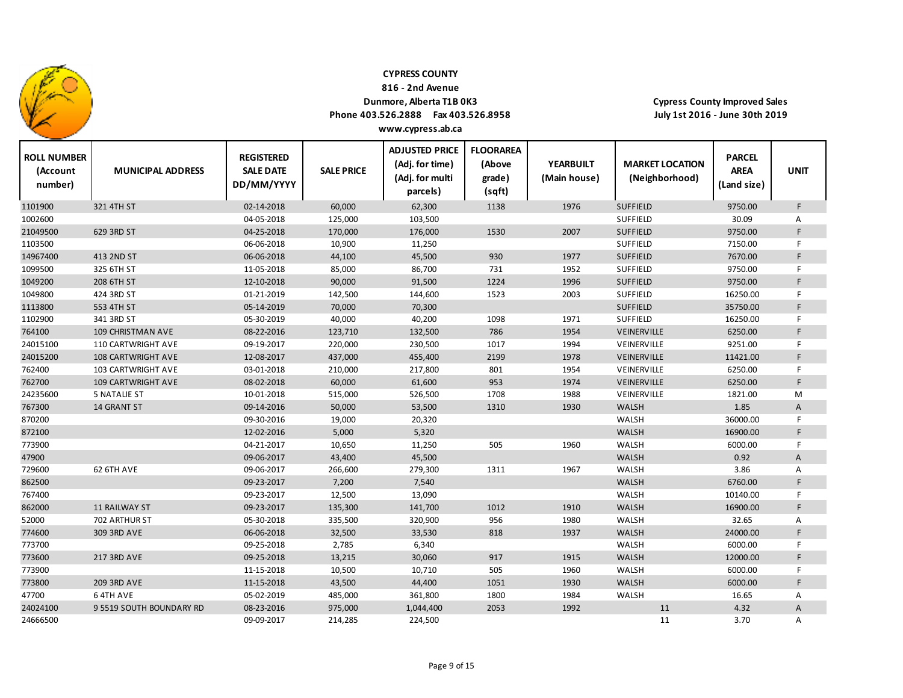**CYPRESS COUNTY**
**816 - 2nd Avenue**
**Dunmore, Alberta T1B 0K3**
**Phone 403.526.2888 Fax 403.526.8958**
**www.cypress.ab.ca**

**Cypress County Improved Sales**
**July 1st 2016 - June 30th 2019**

| ROLL NUMBER (Account number) | MUNICIPAL ADDRESS | REGISTERED SALE DATE DD/MM/YYYY | SALE PRICE | ADJUSTED PRICE (Adj. for time) (Adj. for multi parcels) | FLOORAREA (Above grade) (sqft) | YEARBUILT (Main house) | MARKET LOCATION (Neighborhood) | PARCEL AREA (Land size) | UNIT |
|---|---|---|---|---|---|---|---|---|---|
| 1101900 | 321 4TH ST | 02-14-2018 | 60,000 | 62,300 | 1138 | 1976 | SUFFIELD | 9750.00 | F |
| 1002600 | | 04-05-2018 | 125,000 | 103,500 | | | SUFFIELD | 30.09 | A |
| 21049500 | 629 3RD ST | 04-25-2018 | 170,000 | 176,000 | 1530 | 2007 | SUFFIELD | 9750.00 | F |
| 1103500 | | 06-06-2018 | 10,900 | 11,250 | | | SUFFIELD | 7150.00 | F |
| 14967400 | 413 2ND ST | 06-06-2018 | 44,100 | 45,500 | 930 | 1977 | SUFFIELD | 7670.00 | F |
| 1099500 | 325 6TH ST | 11-05-2018 | 85,000 | 86,700 | 731 | 1952 | SUFFIELD | 9750.00 | F |
| 1049200 | 208 6TH ST | 12-10-2018 | 90,000 | 91,500 | 1224 | 1996 | SUFFIELD | 9750.00 | F |
| 1049800 | 424 3RD ST | 01-21-2019 | 142,500 | 144,600 | 1523 | 2003 | SUFFIELD | 16250.00 | F |
| 1113800 | 553 4TH ST | 05-14-2019 | 70,000 | 70,300 | | | SUFFIELD | 35750.00 | F |
| 1102900 | 341 3RD ST | 05-30-2019 | 40,000 | 40,200 | 1098 | 1971 | SUFFIELD | 16250.00 | F |
| 764100 | 109 CHRISTMAN AVE | 08-22-2016 | 123,710 | 132,500 | 786 | 1954 | VEINERVILLE | 6250.00 | F |
| 24015100 | 110 CARTWRIGHT AVE | 09-19-2017 | 220,000 | 230,500 | 1017 | 1994 | VEINERVILLE | 9251.00 | F |
| 24015200 | 108 CARTWRIGHT AVE | 12-08-2017 | 437,000 | 455,400 | 2199 | 1978 | VEINERVILLE | 11421.00 | F |
| 762400 | 103 CARTWRIGHT AVE | 03-01-2018 | 210,000 | 217,800 | 801 | 1954 | VEINERVILLE | 6250.00 | F |
| 762700 | 109 CARTWRIGHT AVE | 08-02-2018 | 60,000 | 61,600 | 953 | 1974 | VEINERVILLE | 6250.00 | F |
| 24235600 | 5 NATALIE ST | 10-01-2018 | 515,000 | 526,500 | 1708 | 1988 | VEINERVILLE | 1821.00 | M |
| 767300 | 14 GRANT ST | 09-14-2016 | 50,000 | 53,500 | 1310 | 1930 | WALSH | 1.85 | A |
| 870200 | | 09-30-2016 | 19,000 | 20,320 | | | WALSH | 36000.00 | F |
| 872100 | | 12-02-2016 | 5,000 | 5,320 | | | WALSH | 16900.00 | F |
| 773900 | | 04-21-2017 | 10,650 | 11,250 | 505 | 1960 | WALSH | 6000.00 | F |
| 47900 | | 09-06-2017 | 43,400 | 45,500 | | | WALSH | 0.92 | A |
| 729600 | 62 6TH AVE | 09-06-2017 | 266,600 | 279,300 | 1311 | 1967 | WALSH | 3.86 | A |
| 862500 | | 09-23-2017 | 7,200 | 7,540 | | | WALSH | 6760.00 | F |
| 767400 | | 09-23-2017 | 12,500 | 13,090 | | | WALSH | 10140.00 | F |
| 862000 | 11 RAILWAY ST | 09-23-2017 | 135,300 | 141,700 | 1012 | 1910 | WALSH | 16900.00 | F |
| 52000 | 702 ARTHUR ST | 05-30-2018 | 335,500 | 320,900 | 956 | 1980 | WALSH | 32.65 | A |
| 774600 | 309 3RD AVE | 06-06-2018 | 32,500 | 33,530 | 818 | 1937 | WALSH | 24000.00 | F |
| 773700 | | 09-25-2018 | 2,785 | 6,340 | | | WALSH | 6000.00 | F |
| 773600 | 217 3RD AVE | 09-25-2018 | 13,215 | 30,060 | 917 | 1915 | WALSH | 12000.00 | F |
| 773900 | | 11-15-2018 | 10,500 | 10,710 | 505 | 1960 | WALSH | 6000.00 | F |
| 773800 | 209 3RD AVE | 11-15-2018 | 43,500 | 44,400 | 1051 | 1930 | WALSH | 6000.00 | F |
| 47700 | 6 4TH AVE | 05-02-2019 | 485,000 | 361,800 | 1800 | 1984 | WALSH | 16.65 | A |
| 24024100 | 9 5519 SOUTH BOUNDARY RD | 08-23-2016 | 975,000 | 1,044,400 | 2053 | 1992 | 11 | 4.32 | A |
| 24666500 | | 09-09-2017 | 214,285 | 224,500 | | | 11 | 3.70 | A |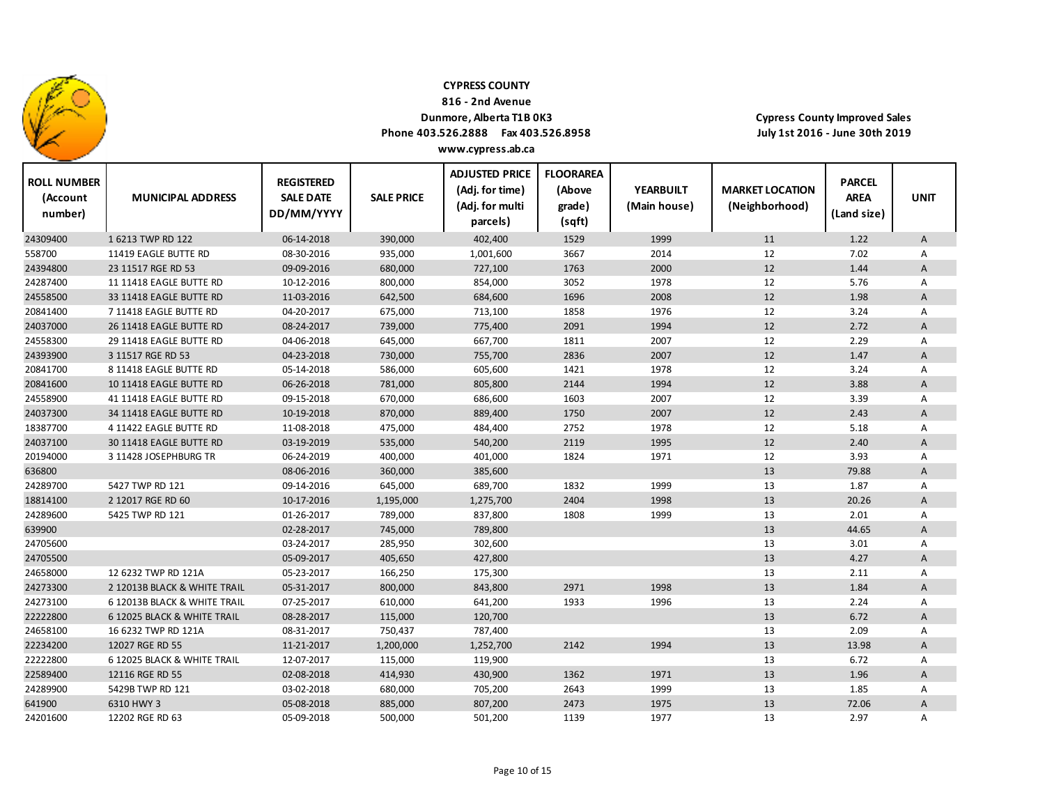**CYPRESS COUNTY**
**816 - 2nd Avenue**
**Dunmore, Alberta T1B 0K3**
**Phone 403.526.2888 Fax 403.526.8958**
**www.cypress.ab.ca**

**Cypress County Improved Sales**
**July 1st 2016 - June 30th 2019**

| ROLL NUMBER (Account number) | MUNICIPAL ADDRESS | REGISTERED SALE DATE DD/MM/YYYY | SALE PRICE | ADJUSTED PRICE (Adj. for time) (Adj. for multi parcels) | FLOORAREA (Above grade) (sqft) | YEARBUILT (Main house) | MARKET LOCATION (Neighborhood) | PARCEL AREA (Land size) | UNIT |
|---|---|---|---|---|---|---|---|---|---|
| 24309400 | 1 6213 TWP RD 122 | 06-14-2018 | 390,000 | 402,400 | 1529 | 1999 | 11 | 1.22 | A |
| 558700 | 11419 EAGLE BUTTE RD | 08-30-2016 | 935,000 | 1,001,600 | 3667 | 2014 | 12 | 7.02 | A |
| 24394800 | 23 11517 RGE RD 53 | 09-09-2016 | 680,000 | 727,100 | 1763 | 2000 | 12 | 1.44 | A |
| 24287400 | 11 11418 EAGLE BUTTE RD | 10-12-2016 | 800,000 | 854,000 | 3052 | 1978 | 12 | 5.76 | A |
| 24558500 | 33 11418 EAGLE BUTTE RD | 11-03-2016 | 642,500 | 684,600 | 1696 | 2008 | 12 | 1.98 | A |
| 20841400 | 7 11418 EAGLE BUTTE RD | 04-20-2017 | 675,000 | 713,100 | 1858 | 1976 | 12 | 3.24 | A |
| 24037000 | 26 11418 EAGLE BUTTE RD | 08-24-2017 | 739,000 | 775,400 | 2091 | 1994 | 12 | 2.72 | A |
| 24558300 | 29 11418 EAGLE BUTTE RD | 04-06-2018 | 645,000 | 667,700 | 1811 | 2007 | 12 | 2.29 | A |
| 24393900 | 3 11517 RGE RD 53 | 04-23-2018 | 730,000 | 755,700 | 2836 | 2007 | 12 | 1.47 | A |
| 20841700 | 8 11418 EAGLE BUTTE RD | 05-14-2018 | 586,000 | 605,600 | 1421 | 1978 | 12 | 3.24 | A |
| 20841600 | 10 11418 EAGLE BUTTE RD | 06-26-2018 | 781,000 | 805,800 | 2144 | 1994 | 12 | 3.88 | A |
| 24558900 | 41 11418 EAGLE BUTTE RD | 09-15-2018 | 670,000 | 686,600 | 1603 | 2007 | 12 | 3.39 | A |
| 24037300 | 34 11418 EAGLE BUTTE RD | 10-19-2018 | 870,000 | 889,400 | 1750 | 2007 | 12 | 2.43 | A |
| 18387700 | 4 11422 EAGLE BUTTE RD | 11-08-2018 | 475,000 | 484,400 | 2752 | 1978 | 12 | 5.18 | A |
| 24037100 | 30 11418 EAGLE BUTTE RD | 03-19-2019 | 535,000 | 540,200 | 2119 | 1995 | 12 | 2.40 | A |
| 20194000 | 3 11428 JOSEPHBURG TR | 06-24-2019 | 400,000 | 401,000 | 1824 | 1971 | 12 | 3.93 | A |
| 636800 | | 08-06-2016 | 360,000 | 385,600 | | | 13 | 79.88 | A |
| 24289700 | 5427 TWP RD 121 | 09-14-2016 | 645,000 | 689,700 | 1832 | 1999 | 13 | 1.87 | A |
| 18814100 | 2 12017 RGE RD 60 | 10-17-2016 | 1,195,000 | 1,275,700 | 2404 | 1998 | 13 | 20.26 | A |
| 24289600 | 5425 TWP RD 121 | 01-26-2017 | 789,000 | 837,800 | 1808 | 1999 | 13 | 2.01 | A |
| 639900 | | 02-28-2017 | 745,000 | 789,800 | | | 13 | 44.65 | A |
| 24705600 | | 03-24-2017 | 285,950 | 302,600 | | | 13 | 3.01 | A |
| 24705500 | | 05-09-2017 | 405,650 | 427,800 | | | 13 | 4.27 | A |
| 24658000 | 12 6232 TWP RD 121A | 05-23-2017 | 166,250 | 175,300 | | | 13 | 2.11 | A |
| 24273300 | 2 12013B BLACK & WHITE TRAIL | 05-31-2017 | 800,000 | 843,800 | 2971 | 1998 | 13 | 1.84 | A |
| 24273100 | 6 12013B BLACK & WHITE TRAIL | 07-25-2017 | 610,000 | 641,200 | 1933 | 1996 | 13 | 2.24 | A |
| 22222800 | 6 12025 BLACK & WHITE TRAIL | 08-28-2017 | 115,000 | 120,700 | | | 13 | 6.72 | A |
| 24658100 | 16 6232 TWP RD 121A | 08-31-2017 | 750,437 | 787,400 | | | 13 | 2.09 | A |
| 22234200 | 12027 RGE RD 55 | 11-21-2017 | 1,200,000 | 1,252,700 | 2142 | 1994 | 13 | 13.98 | A |
| 22222800 | 6 12025 BLACK & WHITE TRAIL | 12-07-2017 | 115,000 | 119,900 | | | 13 | 6.72 | A |
| 22589400 | 12116 RGE RD 55 | 02-08-2018 | 414,930 | 430,900 | 1362 | 1971 | 13 | 1.96 | A |
| 24289900 | 5429B TWP RD 121 | 03-02-2018 | 680,000 | 705,200 | 2643 | 1999 | 13 | 1.85 | A |
| 641900 | 6310 HWY 3 | 05-08-2018 | 885,000 | 807,200 | 2473 | 1975 | 13 | 72.06 | A |
| 24201600 | 12202 RGE RD 63 | 05-09-2018 | 500,000 | 501,200 | 1139 | 1977 | 13 | 2.97 | A |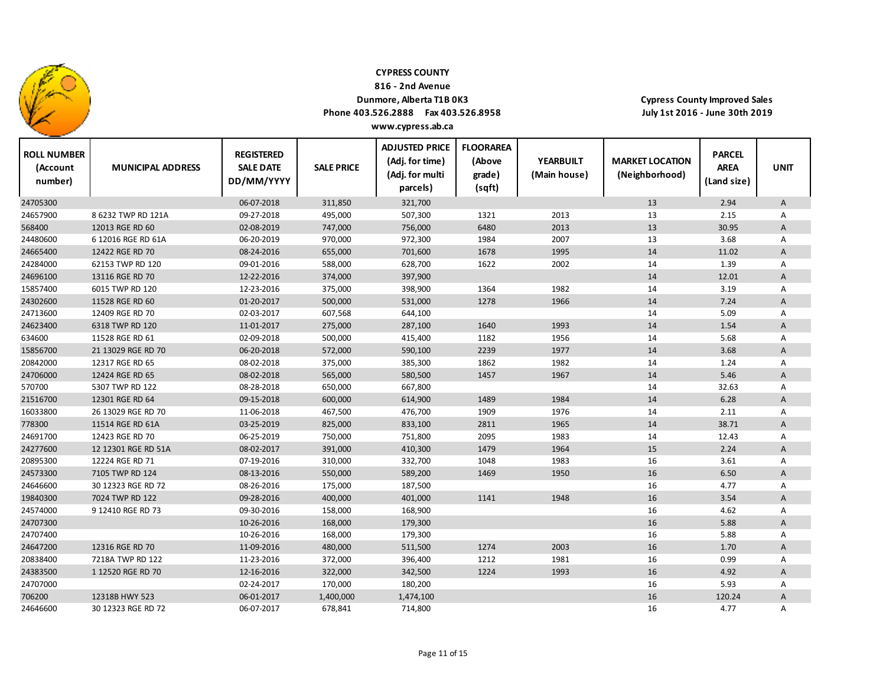**CYPRESS COUNTY**
**816 - 2nd Avenue**
**Dunmore, Alberta T1B 0K3**
**Phone 403.526.2888 Fax 403.526.8958**
**www.cypress.ab.ca**

**Cypress County Improved Sales**
**July 1st 2016 - June 30th 2019**

| ROLL NUMBER (Account number) | MUNICIPAL ADDRESS | REGISTERED SALE DATE DD/MM/YYYY | SALE PRICE | ADJUSTED PRICE (Adj. for time) (Adj. for multi parcels) | FLOORAREA (Above grade) (sqft) | YEARBUILT (Main house) | MARKET LOCATION (Neighborhood) | PARCEL AREA (Land size) | UNIT |
|---|---|---|---|---|---|---|---|---|---|
| 24705300 | | 06-07-2018 | 311,850 | 321,700 | | | 13 | 2.94 | A |
| 24657900 | 8 6232 TWP RD 121A | 09-27-2018 | 495,000 | 507,300 | 1321 | 2013 | 13 | 2.15 | A |
| 568400 | 12013 RGE RD 60 | 02-08-2019 | 747,000 | 756,000 | 6480 | 2013 | 13 | 30.95 | A |
| 24480600 | 6 12016 RGE RD 61A | 06-20-2019 | 970,000 | 972,300 | 1984 | 2007 | 13 | 3.68 | A |
| 24665400 | 12422 RGE RD 70 | 08-24-2016 | 655,000 | 701,600 | 1678 | 1995 | 14 | 11.02 | A |
| 24284000 | 62153 TWP RD 120 | 09-01-2016 | 588,000 | 628,700 | 1622 | 2002 | 14 | 1.39 | A |
| 24696100 | 13116 RGE RD 70 | 12-22-2016 | 374,000 | 397,900 | | | 14 | 12.01 | A |
| 15857400 | 6015 TWP RD 120 | 12-23-2016 | 375,000 | 398,900 | 1364 | 1982 | 14 | 3.19 | A |
| 24302600 | 11528 RGE RD 60 | 01-20-2017 | 500,000 | 531,000 | 1278 | 1966 | 14 | 7.24 | A |
| 24713600 | 12409 RGE RD 70 | 02-03-2017 | 607,568 | 644,100 | | | 14 | 5.09 | A |
| 24623400 | 6318 TWP RD 120 | 11-01-2017 | 275,000 | 287,100 | 1640 | 1993 | 14 | 1.54 | A |
| 634600 | 11528 RGE RD 61 | 02-09-2018 | 500,000 | 415,400 | 1182 | 1956 | 14 | 5.68 | A |
| 15856700 | 21 13029 RGE RD 70 | 06-20-2018 | 572,000 | 590,100 | 2239 | 1977 | 14 | 3.68 | A |
| 20842000 | 12317 RGE RD 65 | 08-02-2018 | 375,000 | 385,300 | 1862 | 1982 | 14 | 1.24 | A |
| 24706000 | 12424 RGE RD 65 | 08-02-2018 | 565,000 | 580,500 | 1457 | 1967 | 14 | 5.46 | A |
| 570700 | 5307 TWP RD 122 | 08-28-2018 | 650,000 | 667,800 | | | 14 | 32.63 | A |
| 21516700 | 12301 RGE RD 64 | 09-15-2018 | 600,000 | 614,900 | 1489 | 1984 | 14 | 6.28 | A |
| 16033800 | 26 13029 RGE RD 70 | 11-06-2018 | 467,500 | 476,700 | 1909 | 1976 | 14 | 2.11 | A |
| 778300 | 11514 RGE RD 61A | 03-25-2019 | 825,000 | 833,100 | 2811 | 1965 | 14 | 38.71 | A |
| 24691700 | 12423 RGE RD 70 | 06-25-2019 | 750,000 | 751,800 | 2095 | 1983 | 14 | 12.43 | A |
| 24277600 | 12 12301 RGE RD 51A | 08-02-2017 | 391,000 | 410,300 | 1479 | 1964 | 15 | 2.24 | A |
| 20895300 | 12224 RGE RD 71 | 07-19-2016 | 310,000 | 332,700 | 1048 | 1983 | 16 | 3.61 | A |
| 24573300 | 7105 TWP RD 124 | 08-13-2016 | 550,000 | 589,200 | 1469 | 1950 | 16 | 6.50 | A |
| 24646600 | 30 12323 RGE RD 72 | 08-26-2016 | 175,000 | 187,500 | | | 16 | 4.77 | A |
| 19840300 | 7024 TWP RD 122 | 09-28-2016 | 400,000 | 401,000 | 1141 | 1948 | 16 | 3.54 | A |
| 24574000 | 9 12410 RGE RD 73 | 09-30-2016 | 158,000 | 168,900 | | | 16 | 4.62 | A |
| 24707300 | | 10-26-2016 | 168,000 | 179,300 | | | 16 | 5.88 | A |
| 24707400 | | 10-26-2016 | 168,000 | 179,300 | | | 16 | 5.88 | A |
| 24647200 | 12316 RGE RD 70 | 11-09-2016 | 480,000 | 511,500 | 1274 | 2003 | 16 | 1.70 | A |
| 20838400 | 7218A TWP RD 122 | 11-23-2016 | 372,000 | 396,400 | 1212 | 1981 | 16 | 0.99 | A |
| 24383500 | 1 12520 RGE RD 70 | 12-16-2016 | 322,000 | 342,500 | 1224 | 1993 | 16 | 4.92 | A |
| 24707000 | | 02-24-2017 | 170,000 | 180,200 | | | 16 | 5.93 | A |
| 706200 | 12318B HWY 523 | 06-01-2017 | 1,400,000 | 1,474,100 | | | 16 | 120.24 | A |
| 24646600 | 30 12323 RGE RD 72 | 06-07-2017 | 678,841 | 714,800 | | | 16 | 4.77 | A |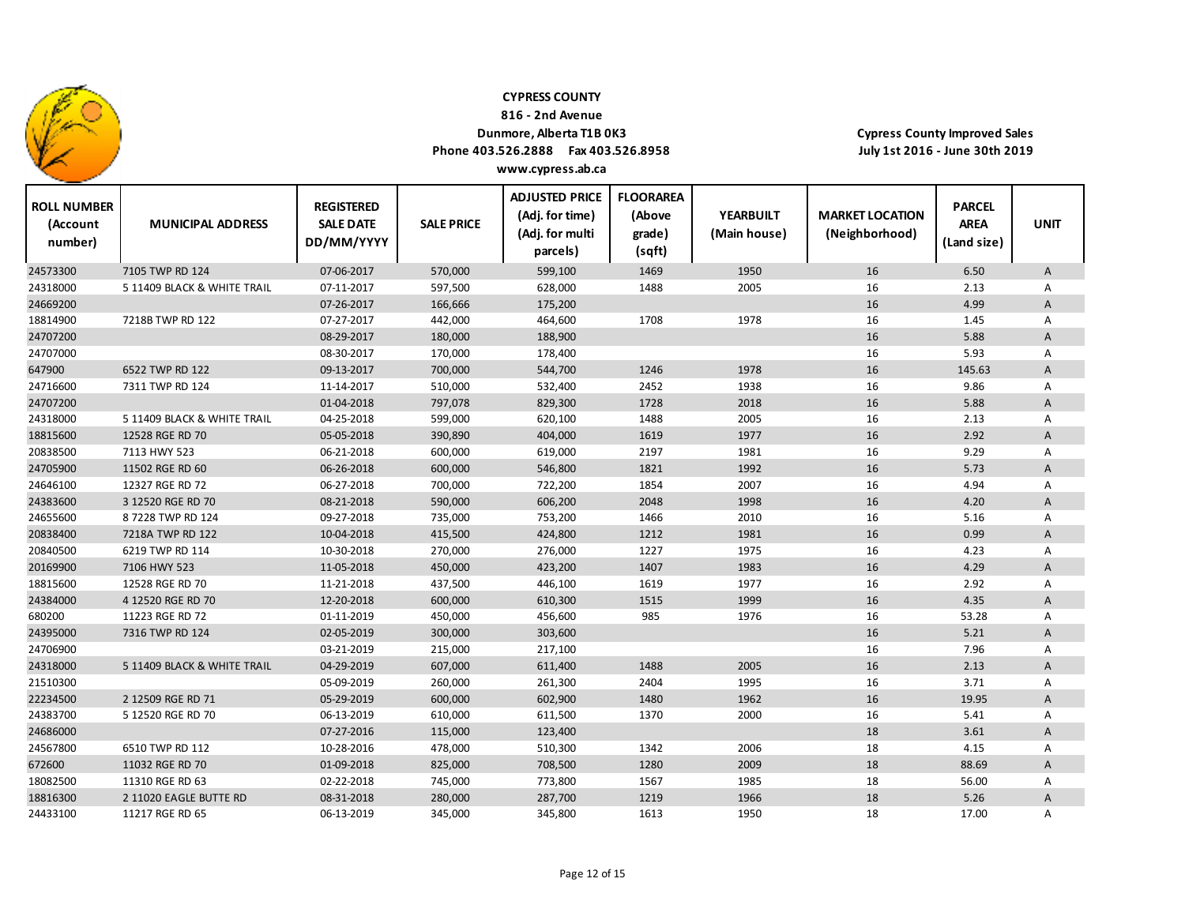**CYPRESS COUNTY**
**816 - 2nd Avenue**
**Dunmore, Alberta T1B 0K3**
**Phone 403.526.2888 Fax 403.526.8958**
**www.cypress.ab.ca**

**Cypress County Improved Sales**
**July 1st 2016 - June 30th 2019**

| ROLL NUMBER (Account number) | MUNICIPAL ADDRESS | REGISTERED SALE DATE DD/MM/YYYY | SALE PRICE | ADJUSTED PRICE (Adj. for time) (Adj. for multi parcels) | FLOORAREA (Above grade) (sqft) | YEARBUILT (Main house) | MARKET LOCATION (Neighborhood) | PARCEL AREA (Land size) | UNIT |
|---|---|---|---|---|---|---|---|---|---|
| 24573300 | 7105 TWP RD 124 | 07-06-2017 | 570,000 | 599,100 | 1469 | 1950 | 16 | 6.50 | A |
| 24318000 | 5 11409 BLACK & WHITE TRAIL | 07-11-2017 | 597,500 | 628,000 | 1488 | 2005 | 16 | 2.13 | A |
| 24669200 | | 07-26-2017 | 166,666 | 175,200 | | | 16 | 4.99 | A |
| 18814900 | 7218B TWP RD 122 | 07-27-2017 | 442,000 | 464,600 | 1708 | 1978 | 16 | 1.45 | A |
| 24707200 | | 08-29-2017 | 180,000 | 188,900 | | | 16 | 5.88 | A |
| 24707000 | | 08-30-2017 | 170,000 | 178,400 | | | 16 | 5.93 | A |
| 647900 | 6522 TWP RD 122 | 09-13-2017 | 700,000 | 544,700 | 1246 | 1978 | 16 | 145.63 | A |
| 24716600 | 7311 TWP RD 124 | 11-14-2017 | 510,000 | 532,400 | 2452 | 1938 | 16 | 9.86 | A |
| 24707200 | | 01-04-2018 | 797,078 | 829,300 | 1728 | 2018 | 16 | 5.88 | A |
| 24318000 | 5 11409 BLACK & WHITE TRAIL | 04-25-2018 | 599,000 | 620,100 | 1488 | 2005 | 16 | 2.13 | A |
| 18815600 | 12528 RGE RD 70 | 05-05-2018 | 390,890 | 404,000 | 1619 | 1977 | 16 | 2.92 | A |
| 20838500 | 7113 HWY 523 | 06-21-2018 | 600,000 | 619,000 | 2197 | 1981 | 16 | 9.29 | A |
| 24705900 | 11502 RGE RD 60 | 06-26-2018 | 600,000 | 546,800 | 1821 | 1992 | 16 | 5.73 | A |
| 24646100 | 12327 RGE RD 72 | 06-27-2018 | 700,000 | 722,200 | 1854 | 2007 | 16 | 4.94 | A |
| 24383600 | 3 12520 RGE RD 70 | 08-21-2018 | 590,000 | 606,200 | 2048 | 1998 | 16 | 4.20 | A |
| 24655600 | 8 7228 TWP RD 124 | 09-27-2018 | 735,000 | 753,200 | 1466 | 2010 | 16 | 5.16 | A |
| 20838400 | 7218A TWP RD 122 | 10-04-2018 | 415,500 | 424,800 | 1212 | 1981 | 16 | 0.99 | A |
| 20840500 | 6219 TWP RD 114 | 10-30-2018 | 270,000 | 276,000 | 1227 | 1975 | 16 | 4.23 | A |
| 20169900 | 7106 HWY 523 | 11-05-2018 | 450,000 | 423,200 | 1407 | 1983 | 16 | 4.29 | A |
| 18815600 | 12528 RGE RD 70 | 11-21-2018 | 437,500 | 446,100 | 1619 | 1977 | 16 | 2.92 | A |
| 24384000 | 4 12520 RGE RD 70 | 12-20-2018 | 600,000 | 610,300 | 1515 | 1999 | 16 | 4.35 | A |
| 680200 | 11223 RGE RD 72 | 01-11-2019 | 450,000 | 456,600 | 985 | 1976 | 16 | 53.28 | A |
| 24395000 | 7316 TWP RD 124 | 02-05-2019 | 300,000 | 303,600 | | | 16 | 5.21 | A |
| 24706900 | | 03-21-2019 | 215,000 | 217,100 | | | 16 | 7.96 | A |
| 24318000 | 5 11409 BLACK & WHITE TRAIL | 04-29-2019 | 607,000 | 611,400 | 1488 | 2005 | 16 | 2.13 | A |
| 21510300 | | 05-09-2019 | 260,000 | 261,300 | 2404 | 1995 | 16 | 3.71 | A |
| 22234500 | 2 12509 RGE RD 71 | 05-29-2019 | 600,000 | 602,900 | 1480 | 1962 | 16 | 19.95 | A |
| 24383700 | 5 12520 RGE RD 70 | 06-13-2019 | 610,000 | 611,500 | 1370 | 2000 | 16 | 5.41 | A |
| 24686000 | | 07-27-2016 | 115,000 | 123,400 | | | 18 | 3.61 | A |
| 24567800 | 6510 TWP RD 112 | 10-28-2016 | 478,000 | 510,300 | 1342 | 2006 | 18 | 4.15 | A |
| 672600 | 11032 RGE RD 70 | 01-09-2018 | 825,000 | 708,500 | 1280 | 2009 | 18 | 88.69 | A |
| 18082500 | 11310 RGE RD 63 | 02-22-2018 | 745,000 | 773,800 | 1567 | 1985 | 18 | 56.00 | A |
| 18816300 | 2 11020 EAGLE BUTTE RD | 08-31-2018 | 280,000 | 287,700 | 1219 | 1966 | 18 | 5.26 | A |
| 24433100 | 11217 RGE RD 65 | 06-13-2019 | 345,000 | 345,800 | 1613 | 1950 | 18 | 17.00 | A |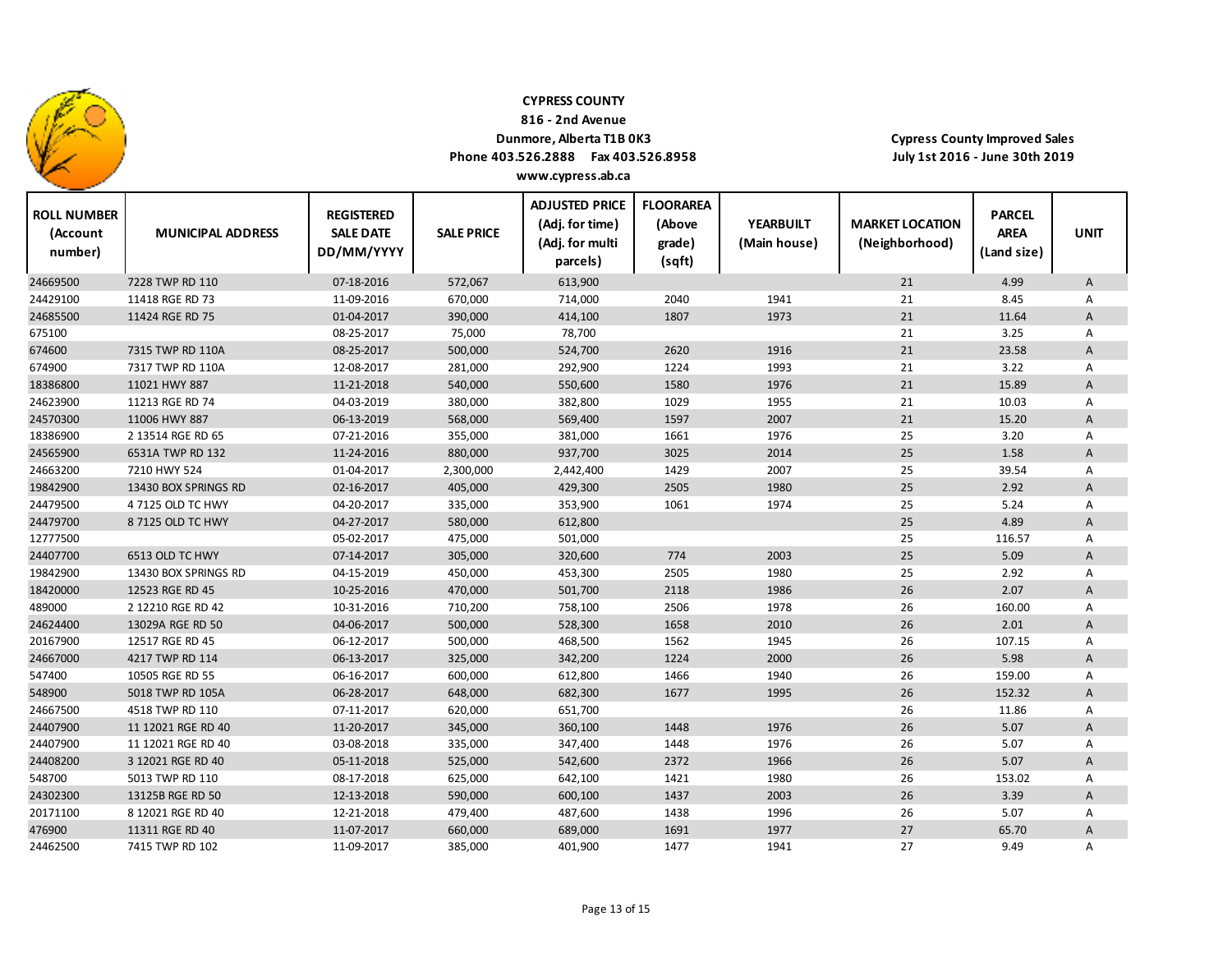**CYPRESS COUNTY**
**816 - 2nd Avenue**
**Dunmore, Alberta T1B 0K3**
**Phone 403.526.2888 Fax 403.526.8958**
**www.cypress.ab.ca**

**Cypress County Improved Sales**
**July 1st 2016 - June 30th 2019**

| ROLL NUMBER (Account number) | MUNICIPAL ADDRESS | REGISTERED SALE DATE DD/MM/YYYY | SALE PRICE | ADJUSTED PRICE (Adj. for time) (Adj. for multi parcels) | FLOORAREA (Above grade) (sqft) | YEARBUILT (Main house) | MARKET LOCATION (Neighborhood) | PARCEL AREA (Land size) | UNIT |
|---|---|---|---|---|---|---|---|---|---|
| 24669500 | 7228 TWP RD 110 | 07-18-2016 | 572,067 | 613,900 | | | 21 | 4.99 | A |
| 24429100 | 11418 RGE RD 73 | 11-09-2016 | 670,000 | 714,000 | 2040 | 1941 | 21 | 8.45 | A |
| 24685500 | 11424 RGE RD 75 | 01-04-2017 | 390,000 | 414,100 | 1807 | 1973 | 21 | 11.64 | A |
| 675100 | | 08-25-2017 | 75,000 | 78,700 | | | 21 | 3.25 | A |
| 674600 | 7315 TWP RD 110A | 08-25-2017 | 500,000 | 524,700 | 2620 | 1916 | 21 | 23.58 | A |
| 674900 | 7317 TWP RD 110A | 12-08-2017 | 281,000 | 292,900 | 1224 | 1993 | 21 | 3.22 | A |
| 18386800 | 11021 HWY 887 | 11-21-2018 | 540,000 | 550,600 | 1580 | 1976 | 21 | 15.89 | A |
| 24623900 | 11213 RGE RD 74 | 04-03-2019 | 380,000 | 382,800 | 1029 | 1955 | 21 | 10.03 | A |
| 24570300 | 11006 HWY 887 | 06-13-2019 | 568,000 | 569,400 | 1597 | 2007 | 21 | 15.20 | A |
| 18386900 | 2 13514 RGE RD 65 | 07-21-2016 | 355,000 | 381,000 | 1661 | 1976 | 25 | 3.20 | A |
| 24565900 | 6531A TWP RD 132 | 11-24-2016 | 880,000 | 937,700 | 3025 | 2014 | 25 | 1.58 | A |
| 24663200 | 7210 HWY 524 | 01-04-2017 | 2,300,000 | 2,442,400 | 1429 | 2007 | 25 | 39.54 | A |
| 19842900 | 13430 BOX SPRINGS RD | 02-16-2017 | 405,000 | 429,300 | 2505 | 1980 | 25 | 2.92 | A |
| 24479500 | 4 7125 OLD TC HWY | 04-20-2017 | 335,000 | 353,900 | 1061 | 1974 | 25 | 5.24 | A |
| 24479700 | 8 7125 OLD TC HWY | 04-27-2017 | 580,000 | 612,800 | | | 25 | 4.89 | A |
| 12777500 | | 05-02-2017 | 475,000 | 501,000 | | | 25 | 116.57 | A |
| 24407700 | 6513 OLD TC HWY | 07-14-2017 | 305,000 | 320,600 | 774 | 2003 | 25 | 5.09 | A |
| 19842900 | 13430 BOX SPRINGS RD | 04-15-2019 | 450,000 | 453,300 | 2505 | 1980 | 25 | 2.92 | A |
| 18420000 | 12523 RGE RD 45 | 10-25-2016 | 470,000 | 501,700 | 2118 | 1986 | 26 | 2.07 | A |
| 489000 | 2 12210 RGE RD 42 | 10-31-2016 | 710,200 | 758,100 | 2506 | 1978 | 26 | 160.00 | A |
| 24624400 | 13029A RGE RD 50 | 04-06-2017 | 500,000 | 528,300 | 1658 | 2010 | 26 | 2.01 | A |
| 20167900 | 12517 RGE RD 45 | 06-12-2017 | 500,000 | 468,500 | 1562 | 1945 | 26 | 107.15 | A |
| 24667000 | 4217 TWP RD 114 | 06-13-2017 | 325,000 | 342,200 | 1224 | 2000 | 26 | 5.98 | A |
| 547400 | 10505 RGE RD 55 | 06-16-2017 | 600,000 | 612,800 | 1466 | 1940 | 26 | 159.00 | A |
| 548900 | 5018 TWP RD 105A | 06-28-2017 | 648,000 | 682,300 | 1677 | 1995 | 26 | 152.32 | A |
| 24667500 | 4518 TWP RD 110 | 07-11-2017 | 620,000 | 651,700 | | | 26 | 11.86 | A |
| 24407900 | 11 12021 RGE RD 40 | 11-20-2017 | 345,000 | 360,100 | 1448 | 1976 | 26 | 5.07 | A |
| 24407900 | 11 12021 RGE RD 40 | 03-08-2018 | 335,000 | 347,400 | 1448 | 1976 | 26 | 5.07 | A |
| 24408200 | 3 12021 RGE RD 40 | 05-11-2018 | 525,000 | 542,600 | 2372 | 1966 | 26 | 5.07 | A |
| 548700 | 5013 TWP RD 110 | 08-17-2018 | 625,000 | 642,100 | 1421 | 1980 | 26 | 153.02 | A |
| 24302300 | 13125B RGE RD 50 | 12-13-2018 | 590,000 | 600,100 | 1437 | 2003 | 26 | 3.39 | A |
| 20171100 | 8 12021 RGE RD 40 | 12-21-2018 | 479,400 | 487,600 | 1438 | 1996 | 26 | 5.07 | A |
| 476900 | 11311 RGE RD 40 | 11-07-2017 | 660,000 | 689,000 | 1691 | 1977 | 27 | 65.70 | A |
| 24462500 | 7415 TWP RD 102 | 11-09-2017 | 385,000 | 401,900 | 1477 | 1941 | 27 | 9.49 | A |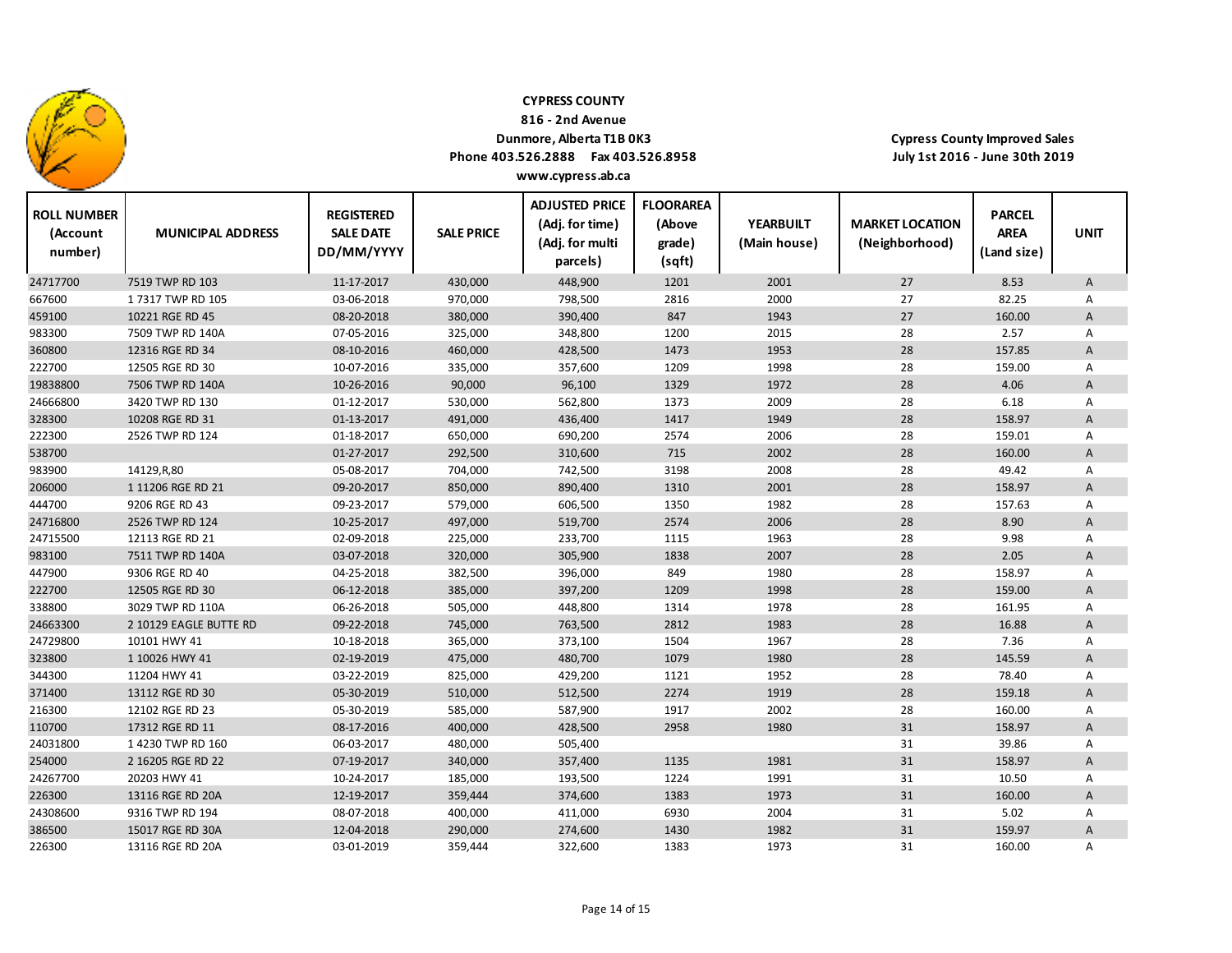**CYPRESS COUNTY**
**816 - 2nd Avenue**
**Dunmore, Alberta T1B 0K3**
**Phone 403.526.2888 Fax 403.526.8958**
**www.cypress.ab.ca**

**Cypress County Improved Sales**
**July 1st 2016 - June 30th 2019**

| ROLL NUMBER (Account number) | MUNICIPAL ADDRESS | REGISTERED SALE DATE DD/MM/YYYY | SALE PRICE | ADJUSTED PRICE (Adj. for time) (Adj. for multi parcels) | FLOORAREA (Above grade) (sqft) | YEARBUILT (Main house) | MARKET LOCATION (Neighborhood) | PARCEL AREA (Land size) | UNIT |
|---|---|---|---|---|---|---|---|---|---|
| 24717700 | 7519 TWP RD 103 | 11-17-2017 | 430,000 | 448,900 | 1201 | 2001 | 27 | 8.53 | A |
| 667600 | 1 7317 TWP RD 105 | 03-06-2018 | 970,000 | 798,500 | 2816 | 2000 | 27 | 82.25 | A |
| 459100 | 10221 RGE RD 45 | 08-20-2018 | 380,000 | 390,400 | 847 | 1943 | 27 | 160.00 | A |
| 983300 | 7509 TWP RD 140A | 07-05-2016 | 325,000 | 348,800 | 1200 | 2015 | 28 | 2.57 | A |
| 360800 | 12316 RGE RD 34 | 08-10-2016 | 460,000 | 428,500 | 1473 | 1953 | 28 | 157.85 | A |
| 222700 | 12505 RGE RD 30 | 10-07-2016 | 335,000 | 357,600 | 1209 | 1998 | 28 | 159.00 | A |
| 19838800 | 7506 TWP RD 140A | 10-26-2016 | 90,000 | 96,100 | 1329 | 1972 | 28 | 4.06 | A |
| 24666800 | 3420 TWP RD 130 | 01-12-2017 | 530,000 | 562,800 | 1373 | 2009 | 28 | 6.18 | A |
| 328300 | 10208 RGE RD 31 | 01-13-2017 | 491,000 | 436,400 | 1417 | 1949 | 28 | 158.97 | A |
| 222300 | 2526 TWP RD 124 | 01-18-2017 | 650,000 | 690,200 | 2574 | 2006 | 28 | 159.01 | A |
| 538700 | | 01-27-2017 | 292,500 | 310,600 | 715 | 2002 | 28 | 160.00 | A |
| 983900 | 14129,R,80 | 05-08-2017 | 704,000 | 742,500 | 3198 | 2008 | 28 | 49.42 | A |
| 206000 | 1 11206 RGE RD 21 | 09-20-2017 | 850,000 | 890,400 | 1310 | 2001 | 28 | 158.97 | A |
| 444700 | 9206 RGE RD 43 | 09-23-2017 | 579,000 | 606,500 | 1350 | 1982 | 28 | 157.63 | A |
| 24716800 | 2526 TWP RD 124 | 10-25-2017 | 497,000 | 519,700 | 2574 | 2006 | 28 | 8.90 | A |
| 24715500 | 12113 RGE RD 21 | 02-09-2018 | 225,000 | 233,700 | 1115 | 1963 | 28 | 9.98 | A |
| 983100 | 7511 TWP RD 140A | 03-07-2018 | 320,000 | 305,900 | 1838 | 2007 | 28 | 2.05 | A |
| 447900 | 9306 RGE RD 40 | 04-25-2018 | 382,500 | 396,000 | 849 | 1980 | 28 | 158.97 | A |
| 222700 | 12505 RGE RD 30 | 06-12-2018 | 385,000 | 397,200 | 1209 | 1998 | 28 | 159.00 | A |
| 338800 | 3029 TWP RD 110A | 06-26-2018 | 505,000 | 448,800 | 1314 | 1978 | 28 | 161.95 | A |
| 24663300 | 2 10129 EAGLE BUTTE RD | 09-22-2018 | 745,000 | 763,500 | 2812 | 1983 | 28 | 16.88 | A |
| 24729800 | 10101 HWY 41 | 10-18-2018 | 365,000 | 373,100 | 1504 | 1967 | 28 | 7.36 | A |
| 323800 | 1 10026 HWY 41 | 02-19-2019 | 475,000 | 480,700 | 1079 | 1980 | 28 | 145.59 | A |
| 344300 | 11204 HWY 41 | 03-22-2019 | 825,000 | 429,200 | 1121 | 1952 | 28 | 78.40 | A |
| 371400 | 13112 RGE RD 30 | 05-30-2019 | 510,000 | 512,500 | 2274 | 1919 | 28 | 159.18 | A |
| 216300 | 12102 RGE RD 23 | 05-30-2019 | 585,000 | 587,900 | 1917 | 2002 | 28 | 160.00 | A |
| 110700 | 17312 RGE RD 11 | 08-17-2016 | 400,000 | 428,500 | 2958 | 1980 | 31 | 158.97 | A |
| 24031800 | 1 4230 TWP RD 160 | 06-03-2017 | 480,000 | 505,400 | | | 31 | 39.86 | A |
| 254000 | 2 16205 RGE RD 22 | 07-19-2017 | 340,000 | 357,400 | 1135 | 1981 | 31 | 158.97 | A |
| 24267700 | 20203 HWY 41 | 10-24-2017 | 185,000 | 193,500 | 1224 | 1991 | 31 | 10.50 | A |
| 226300 | 13116 RGE RD 20A | 12-19-2017 | 359,444 | 374,600 | 1383 | 1973 | 31 | 160.00 | A |
| 24308600 | 9316 TWP RD 194 | 08-07-2018 | 400,000 | 411,000 | 6930 | 2004 | 31 | 5.02 | A |
| 386500 | 15017 RGE RD 30A | 12-04-2018 | 290,000 | 274,600 | 1430 | 1982 | 31 | 159.97 | A |
| 226300 | 13116 RGE RD 20A | 03-01-2019 | 359,444 | 322,600 | 1383 | 1973 | 31 | 160.00 | A |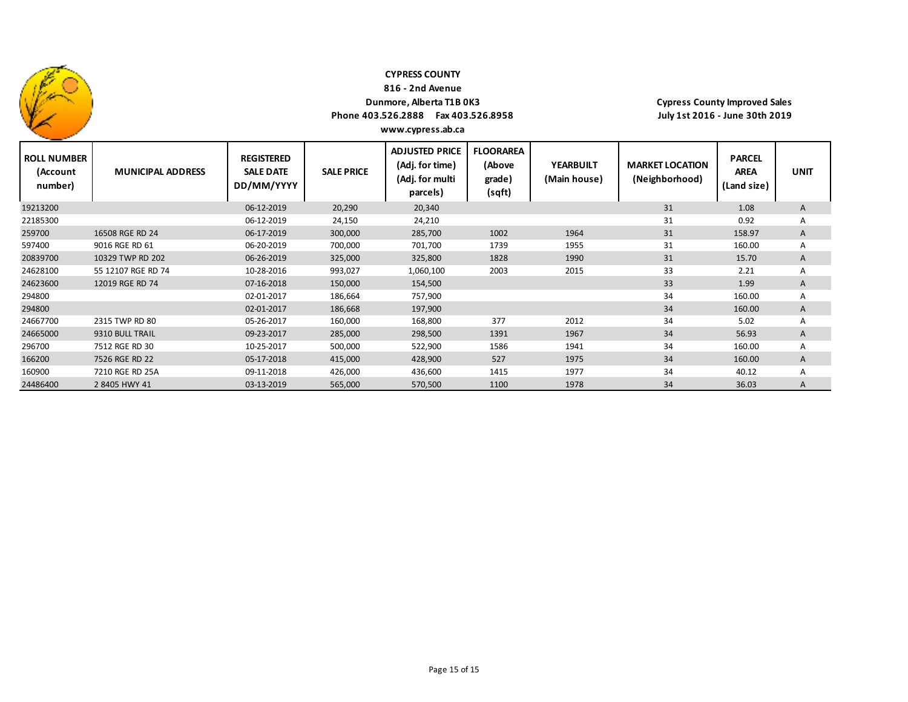**CYPRESS COUNTY**
**816 - 2nd Avenue**
**Dunmore, Alberta T1B 0K3**
**Phone 403.526.2888 Fax 403.526.8958**
**www.cypress.ab.ca**

**Cypress County Improved Sales**
**July 1st 2016 - June 30th 2019**

| ROLL NUMBER (Account number) | MUNICIPAL ADDRESS | REGISTERED SALE DATE DD/MM/YYYY | SALE PRICE | ADJUSTED PRICE (Adj. for time) (Adj. for multi parcels) | FLOORAREA (Above grade) (sqft) | YEARBUILT (Main house) | MARKET LOCATION (Neighborhood) | PARCEL AREA (Land size) | UNIT |
|---|---|---|---|---|---|---|---|---|---|
| 19213200 | | 06-12-2019 | 20,290 | 20,340 | | | 31 | 1.08 | A |
| 22185300 | | 06-12-2019 | 24,150 | 24,210 | | | 31 | 0.92 | A |
| 259700 | 16508 RGE RD 24 | 06-17-2019 | 300,000 | 285,700 | 1002 | 1964 | 31 | 158.97 | A |
| 597400 | 9016 RGE RD 61 | 06-20-2019 | 700,000 | 701,700 | 1739 | 1955 | 31 | 160.00 | A |
| 20839700 | 10329 TWP RD 202 | 06-26-2019 | 325,000 | 325,800 | 1828 | 1990 | 31 | 15.70 | A |
| 24628100 | 55 12107 RGE RD 74 | 10-28-2016 | 993,027 | 1,060,100 | 2003 | 2015 | 33 | 2.21 | A |
| 24623600 | 12019 RGE RD 74 | 07-16-2018 | 150,000 | 154,500 | | | 33 | 1.99 | A |
| 294800 | | 02-01-2017 | 186,664 | 757,900 | | | 34 | 160.00 | A |
| 294800 | | 02-01-2017 | 186,668 | 197,900 | | | 34 | 160.00 | A |
| 24667700 | 2315 TWP RD 80 | 05-26-2017 | 160,000 | 168,800 | 377 | 2012 | 34 | 5.02 | A |
| 24665000 | 9310 BULL TRAIL | 09-23-2017 | 285,000 | 298,500 | 1391 | 1967 | 34 | 56.93 | A |
| 296700 | 7512 RGE RD 30 | 10-25-2017 | 500,000 | 522,900 | 1586 | 1941 | 34 | 160.00 | A |
| 166200 | 7526 RGE RD 22 | 05-17-2018 | 415,000 | 428,900 | 527 | 1975 | 34 | 160.00 | A |
| 160900 | 7210 RGE RD 25A | 09-11-2018 | 426,000 | 436,600 | 1415 | 1977 | 34 | 40.12 | A |
| 24486400 | 2 8405 HWY 41 | 03-13-2019 | 565,000 | 570,500 | 1100 | 1978 | 34 | 36.03 | A |